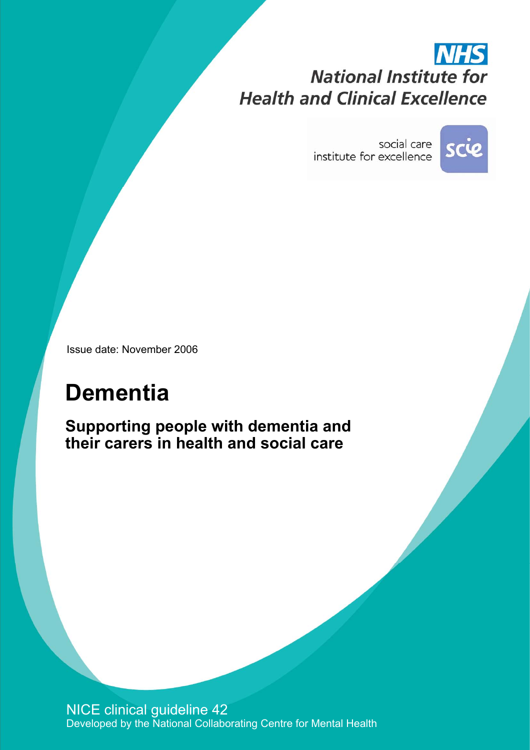NHS

National Institute for Health and Clinical Excellence

social care institute for excellence

scie

Issue date: November 2006

# Dementia

## Supporting people with dementia and their carers in health and social care

NICE clinical guideline 42

Developed by the National Collaborating Centre for Mental Health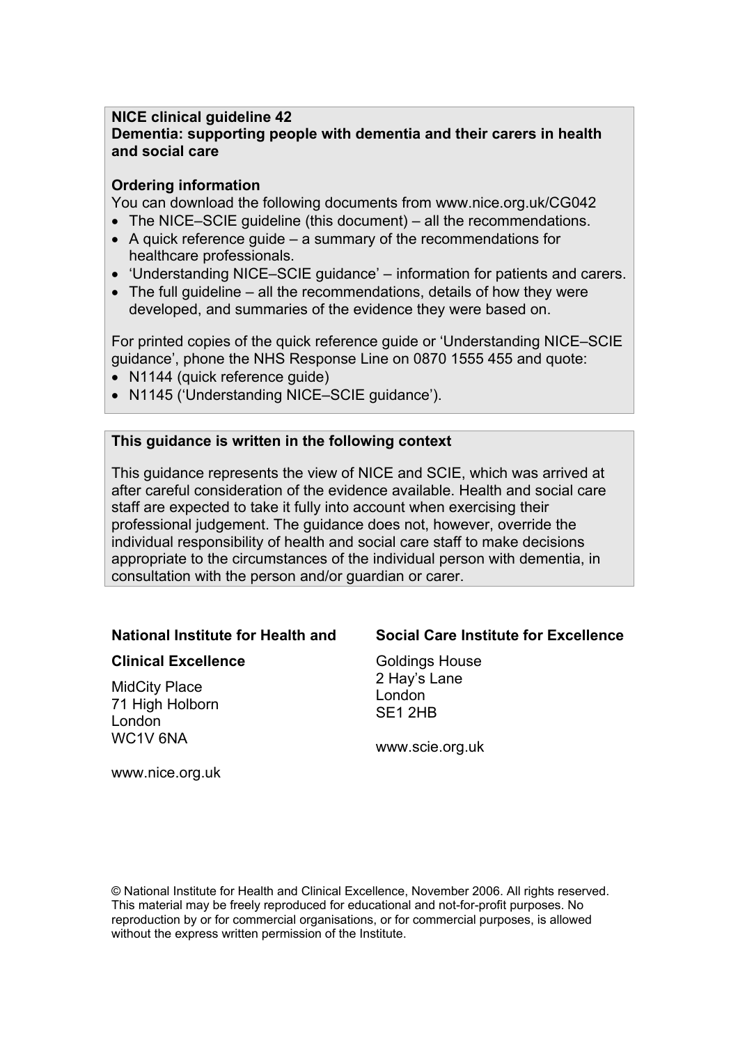**NICE clinical guideline 42**
**Dementia: supporting people with dementia and their carers in health and social care**

**Ordering information**

You can download the following documents from www.nice.org.uk/CG042

- The NICE–SCIE guideline (this document) – all the recommendations.
- A quick reference guide – a summary of the recommendations for healthcare professionals.
- 'Understanding NICE–SCIE guidance' – information for patients and carers.
- The full guideline – all the recommendations, details of how they were developed, and summaries of the evidence they were based on.

For printed copies of the quick reference guide or 'Understanding NICE–SCIE guidance', phone the NHS Response Line on 0870 1555 455 and quote:

- N1144 (quick reference guide)
- N1145 ('Understanding NICE–SCIE guidance').

**This guidance is written in the following context**

This guidance represents the view of NICE and SCIE, which was arrived at after careful consideration of the evidence available. Health and social care staff are expected to take it fully into account when exercising their professional judgement. The guidance does not, however, override the individual responsibility of health and social care staff to make decisions appropriate to the circumstances of the individual person with dementia, in consultation with the person and/or guardian or carer.

**National Institute for Health and Clinical Excellence**

MidCity Place
71 High Holborn
London
WC1V 6NA

www.nice.org.uk

**Social Care Institute for Excellence**

Goldings House
2 Hay's Lane
London
SE1 2HB

www.scie.org.uk

© National Institute for Health and Clinical Excellence, November 2006. All rights reserved. This material may be freely reproduced for educational and not-for-profit purposes. No reproduction by or for commercial organisations, or for commercial purposes, is allowed without the express written permission of the Institute.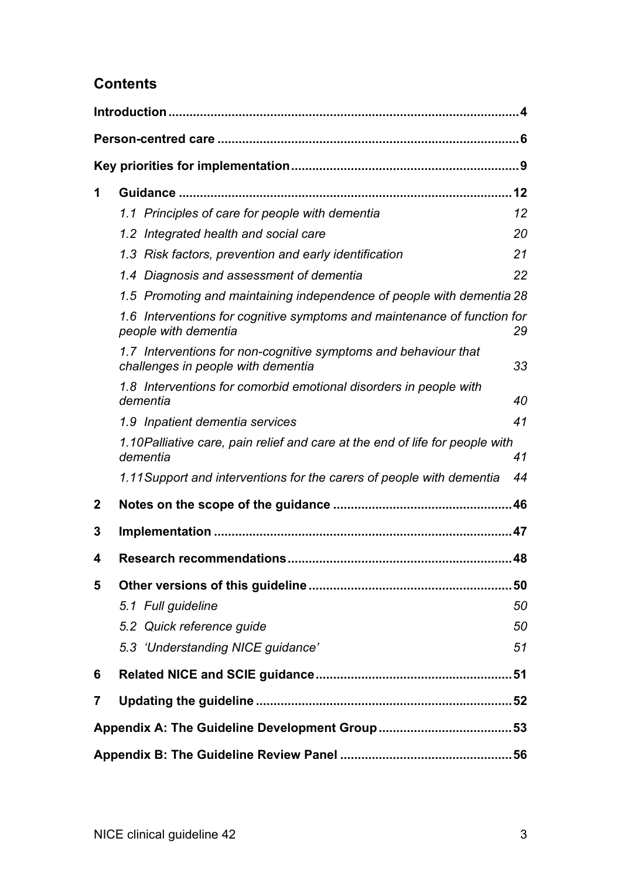## Contents

**Introduction** 4

**Person-centred care** 6

**Key priorities for implementation** 9

**1 Guidance** 12

- *1.1 Principles of care for people with dementia* 12
- *1.2 Integrated health and social care* 20
- *1.3 Risk factors, prevention and early identification* 21
- *1.4 Diagnosis and assessment of dementia* 22
- *1.5 Promoting and maintaining independence of people with dementia* 28
- *1.6 Interventions for cognitive symptoms and maintenance of function for people with dementia* 29
- *1.7 Interventions for non-cognitive symptoms and behaviour that challenges in people with dementia* 33
- *1.8 Interventions for comorbid emotional disorders in people with dementia* 40
- *1.9 Inpatient dementia services* 41
- *1.10 Palliative care, pain relief and care at the end of life for people with dementia* 41
- *1.11 Support and interventions for the carers of people with dementia* 44

**2 Notes on the scope of the guidance** 46

**3 Implementation** 47

**4 Research recommendations** 48

**5 Other versions of this guideline** 50

- *5.1 Full guideline* 50
- *5.2 Quick reference guide* 50
- *5.3 'Understanding NICE guidance'* 51

**6 Related NICE and SCIE guidance** 51

**7 Updating the guideline** 52

**Appendix A: The Guideline Development Group** 53

**Appendix B: The Guideline Review Panel** 56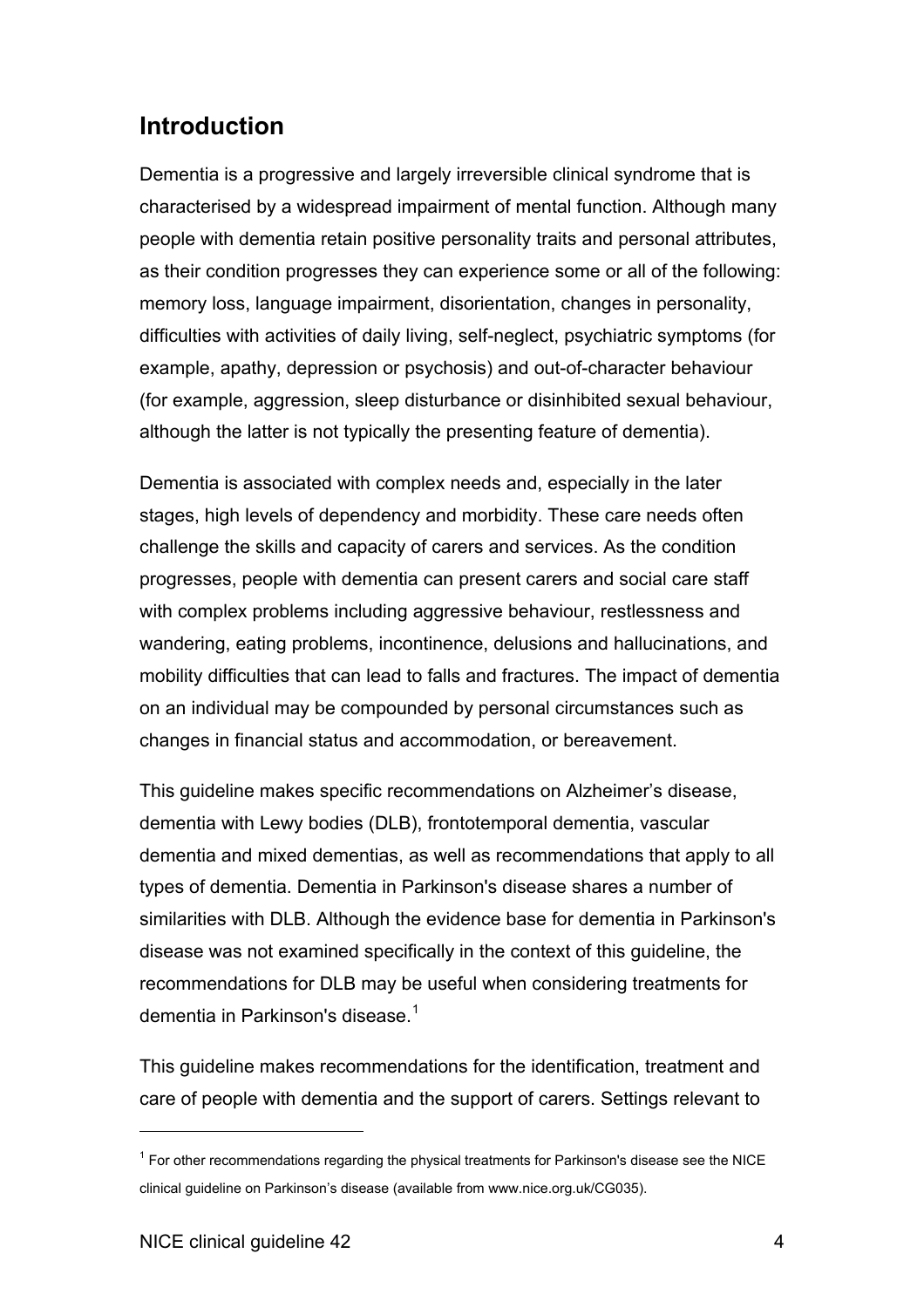## Introduction

Dementia is a progressive and largely irreversible clinical syndrome that is characterised by a widespread impairment of mental function. Although many people with dementia retain positive personality traits and personal attributes, as their condition progresses they can experience some or all of the following: memory loss, language impairment, disorientation, changes in personality, difficulties with activities of daily living, self-neglect, psychiatric symptoms (for example, apathy, depression or psychosis) and out-of-character behaviour (for example, aggression, sleep disturbance or disinhibited sexual behaviour, although the latter is not typically the presenting feature of dementia).

Dementia is associated with complex needs and, especially in the later stages, high levels of dependency and morbidity. These care needs often challenge the skills and capacity of carers and services. As the condition progresses, people with dementia can present carers and social care staff with complex problems including aggressive behaviour, restlessness and wandering, eating problems, incontinence, delusions and hallucinations, and mobility difficulties that can lead to falls and fractures. The impact of dementia on an individual may be compounded by personal circumstances such as changes in financial status and accommodation, or bereavement.

This guideline makes specific recommendations on Alzheimer's disease, dementia with Lewy bodies (DLB), frontotemporal dementia, vascular dementia and mixed dementias, as well as recommendations that apply to all types of dementia. Dementia in Parkinson's disease shares a number of similarities with DLB. Although the evidence base for dementia in Parkinson's disease was not examined specifically in the context of this guideline, the recommendations for DLB may be useful when considering treatments for dementia in Parkinson's disease.[1]

This guideline makes recommendations for the identification, treatment and care of people with dementia and the support of carers. Settings relevant to

---

[1] For other recommendations regarding the physical treatments for Parkinson's disease see the NICE clinical guideline on Parkinson's disease (available from www.nice.org.uk/CG035).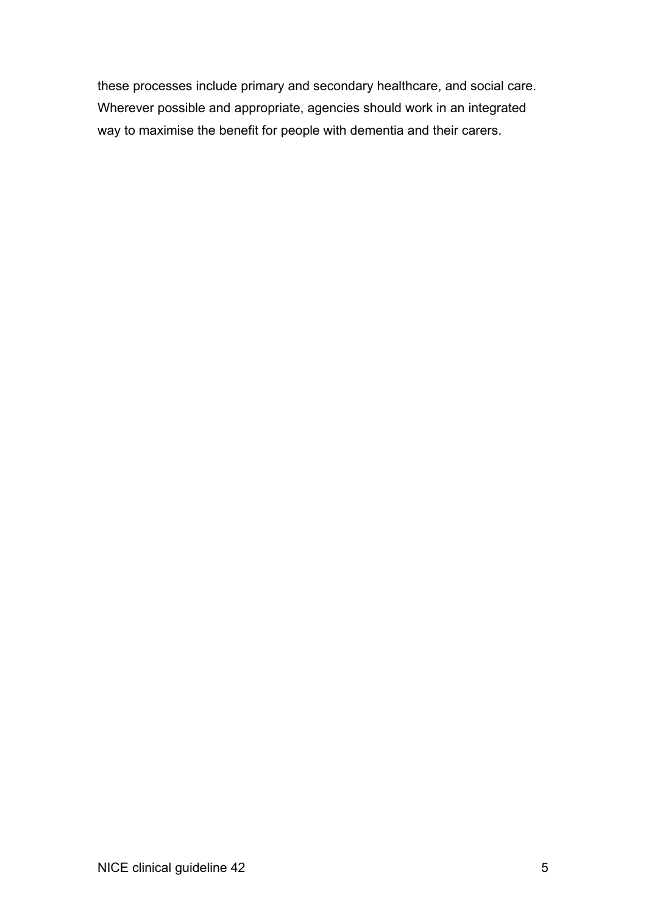these processes include primary and secondary healthcare, and social care. Wherever possible and appropriate, agencies should work in an integrated way to maximise the benefit for people with dementia and their carers.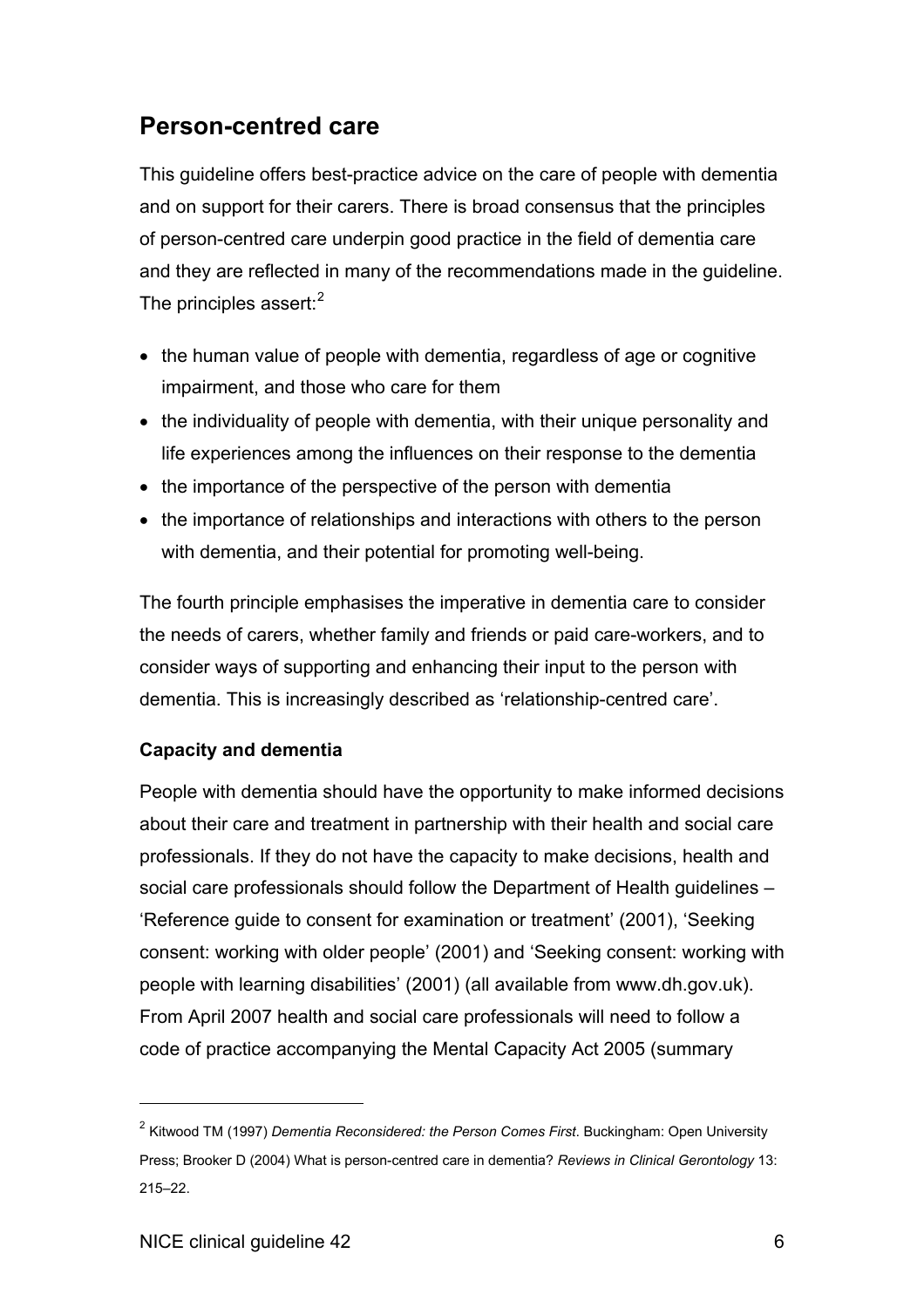## Person-centred care

This guideline offers best-practice advice on the care of people with dementia and on support for their carers. There is broad consensus that the principles of person-centred care underpin good practice in the field of dementia care and they are reflected in many of the recommendations made in the guideline. The principles assert:[2]

- the human value of people with dementia, regardless of age or cognitive impairment, and those who care for them
- the individuality of people with dementia, with their unique personality and life experiences among the influences on their response to the dementia
- the importance of the perspective of the person with dementia
- the importance of relationships and interactions with others to the person with dementia, and their potential for promoting well-being.

The fourth principle emphasises the imperative in dementia care to consider the needs of carers, whether family and friends or paid care-workers, and to consider ways of supporting and enhancing their input to the person with dementia. This is increasingly described as 'relationship-centred care'.

### Capacity and dementia

People with dementia should have the opportunity to make informed decisions about their care and treatment in partnership with their health and social care professionals. If they do not have the capacity to make decisions, health and social care professionals should follow the Department of Health guidelines – 'Reference guide to consent for examination or treatment' (2001), 'Seeking consent: working with older people' (2001) and 'Seeking consent: working with people with learning disabilities' (2001) (all available from www.dh.gov.uk). From April 2007 health and social care professionals will need to follow a code of practice accompanying the Mental Capacity Act 2005 (summary

---

[2] Kitwood TM (1997) *Dementia Reconsidered: the Person Comes First*. Buckingham: Open University Press; Brooker D (2004) What is person-centred care in dementia? *Reviews in Clinical Gerontology* 13: 215–22.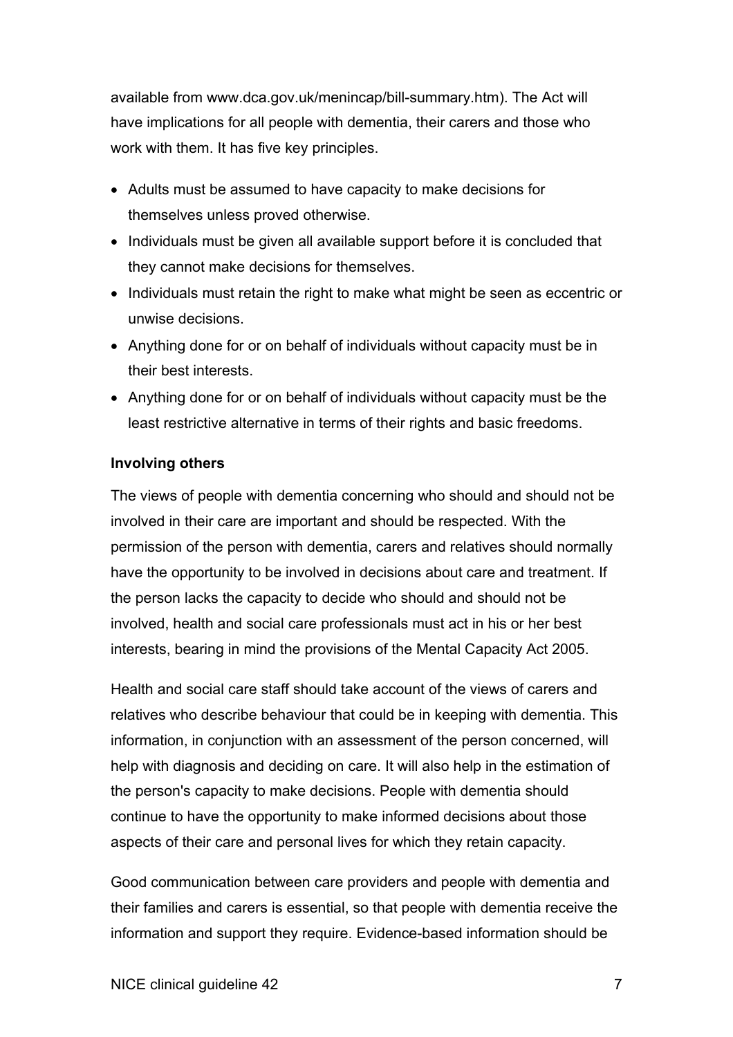available from www.dca.gov.uk/menincap/bill-summary.htm). The Act will have implications for all people with dementia, their carers and those who work with them. It has five key principles.

- Adults must be assumed to have capacity to make decisions for themselves unless proved otherwise.
- Individuals must be given all available support before it is concluded that they cannot make decisions for themselves.
- Individuals must retain the right to make what might be seen as eccentric or unwise decisions.
- Anything done for or on behalf of individuals without capacity must be in their best interests.
- Anything done for or on behalf of individuals without capacity must be the least restrictive alternative in terms of their rights and basic freedoms.

**Involving others**

The views of people with dementia concerning who should and should not be involved in their care are important and should be respected. With the permission of the person with dementia, carers and relatives should normally have the opportunity to be involved in decisions about care and treatment. If the person lacks the capacity to decide who should and should not be involved, health and social care professionals must act in his or her best interests, bearing in mind the provisions of the Mental Capacity Act 2005.

Health and social care staff should take account of the views of carers and relatives who describe behaviour that could be in keeping with dementia. This information, in conjunction with an assessment of the person concerned, will help with diagnosis and deciding on care. It will also help in the estimation of the person's capacity to make decisions. People with dementia should continue to have the opportunity to make informed decisions about those aspects of their care and personal lives for which they retain capacity.

Good communication between care providers and people with dementia and their families and carers is essential, so that people with dementia receive the information and support they require. Evidence-based information should be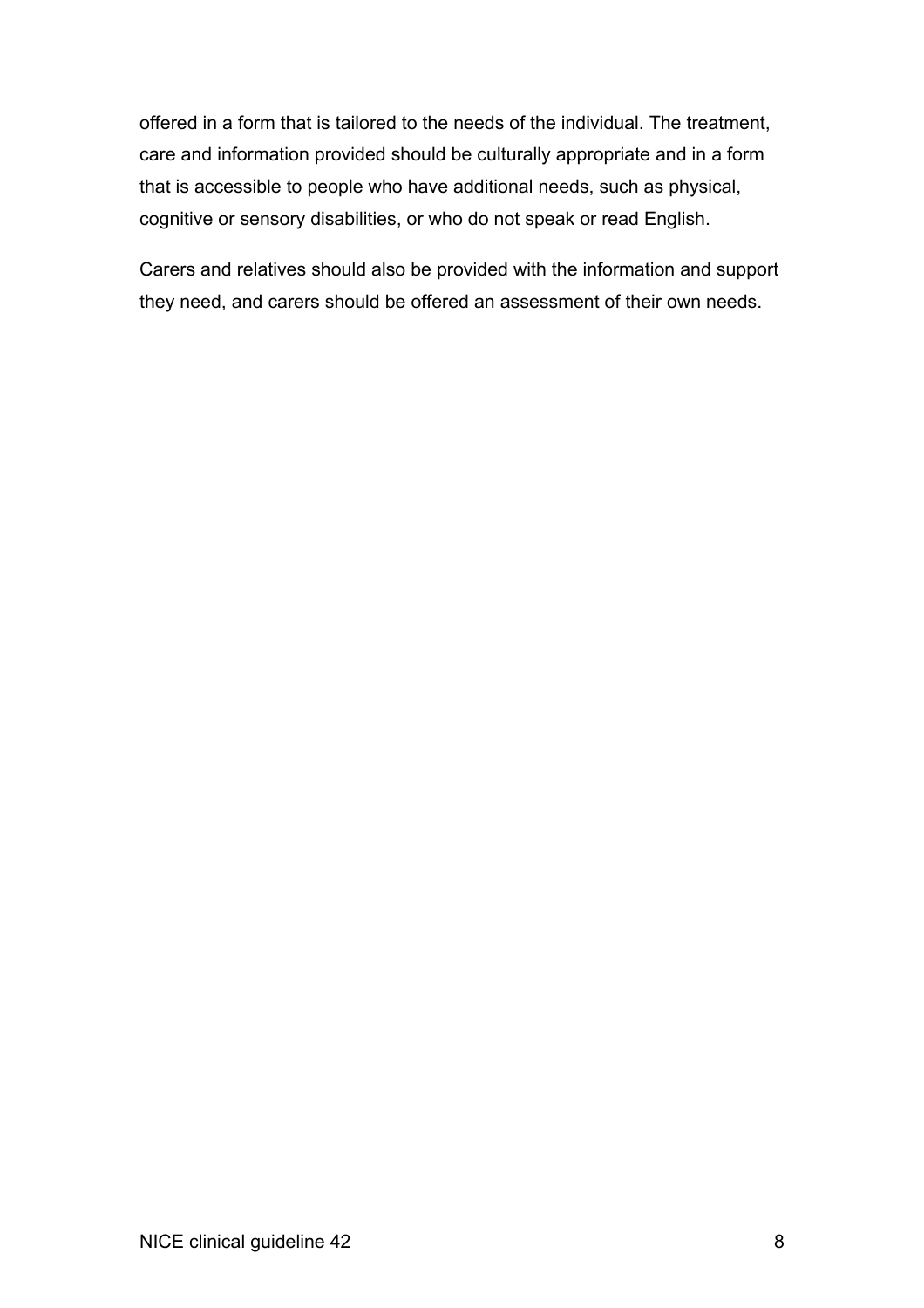offered in a form that is tailored to the needs of the individual. The treatment, care and information provided should be culturally appropriate and in a form that is accessible to people who have additional needs, such as physical, cognitive or sensory disabilities, or who do not speak or read English.

Carers and relatives should also be provided with the information and support they need, and carers should be offered an assessment of their own needs.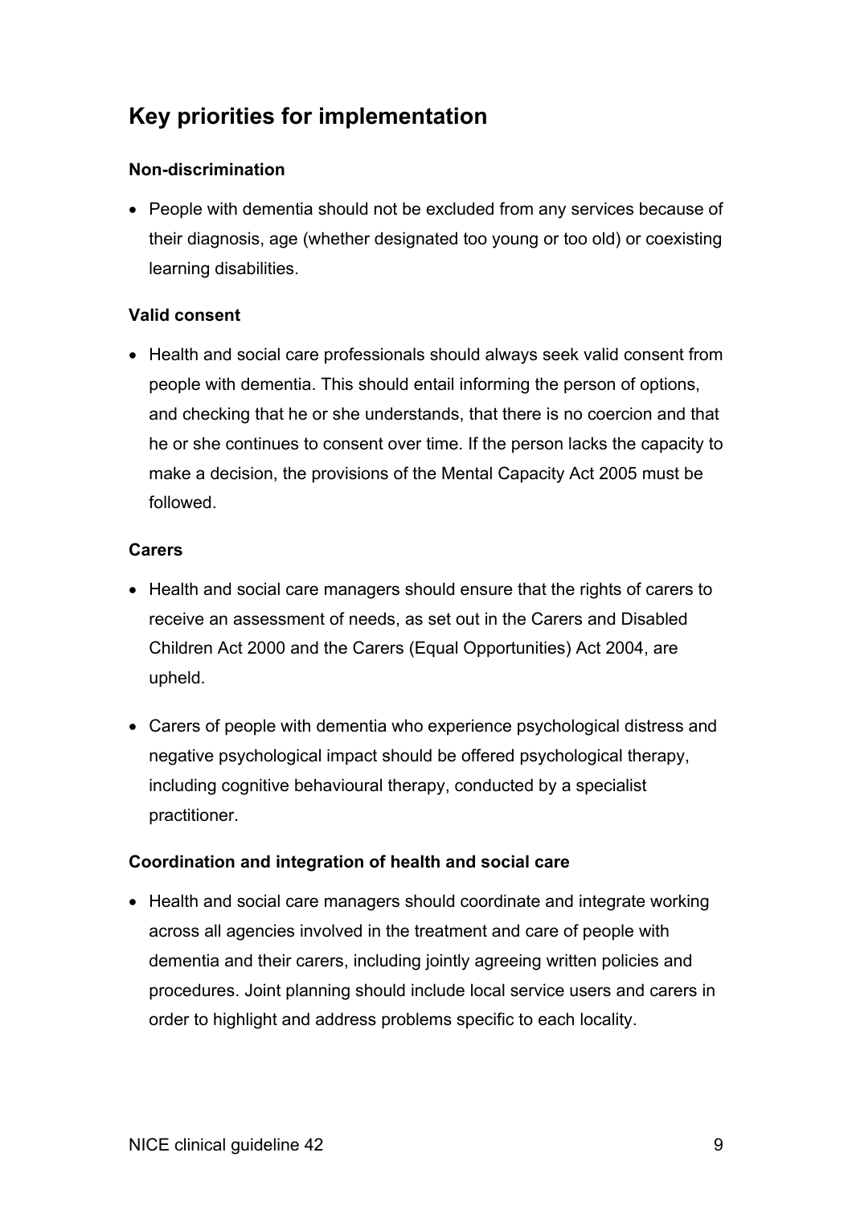## Key priorities for implementation

### Non-discrimination

- People with dementia should not be excluded from any services because of their diagnosis, age (whether designated too young or too old) or coexisting learning disabilities.

### Valid consent

- Health and social care professionals should always seek valid consent from people with dementia. This should entail informing the person of options, and checking that he or she understands, that there is no coercion and that he or she continues to consent over time. If the person lacks the capacity to make a decision, the provisions of the Mental Capacity Act 2005 must be followed.

### Carers

- Health and social care managers should ensure that the rights of carers to receive an assessment of needs, as set out in the Carers and Disabled Children Act 2000 and the Carers (Equal Opportunities) Act 2004, are upheld.
- Carers of people with dementia who experience psychological distress and negative psychological impact should be offered psychological therapy, including cognitive behavioural therapy, conducted by a specialist practitioner.

### Coordination and integration of health and social care

- Health and social care managers should coordinate and integrate working across all agencies involved in the treatment and care of people with dementia and their carers, including jointly agreeing written policies and procedures. Joint planning should include local service users and carers in order to highlight and address problems specific to each locality.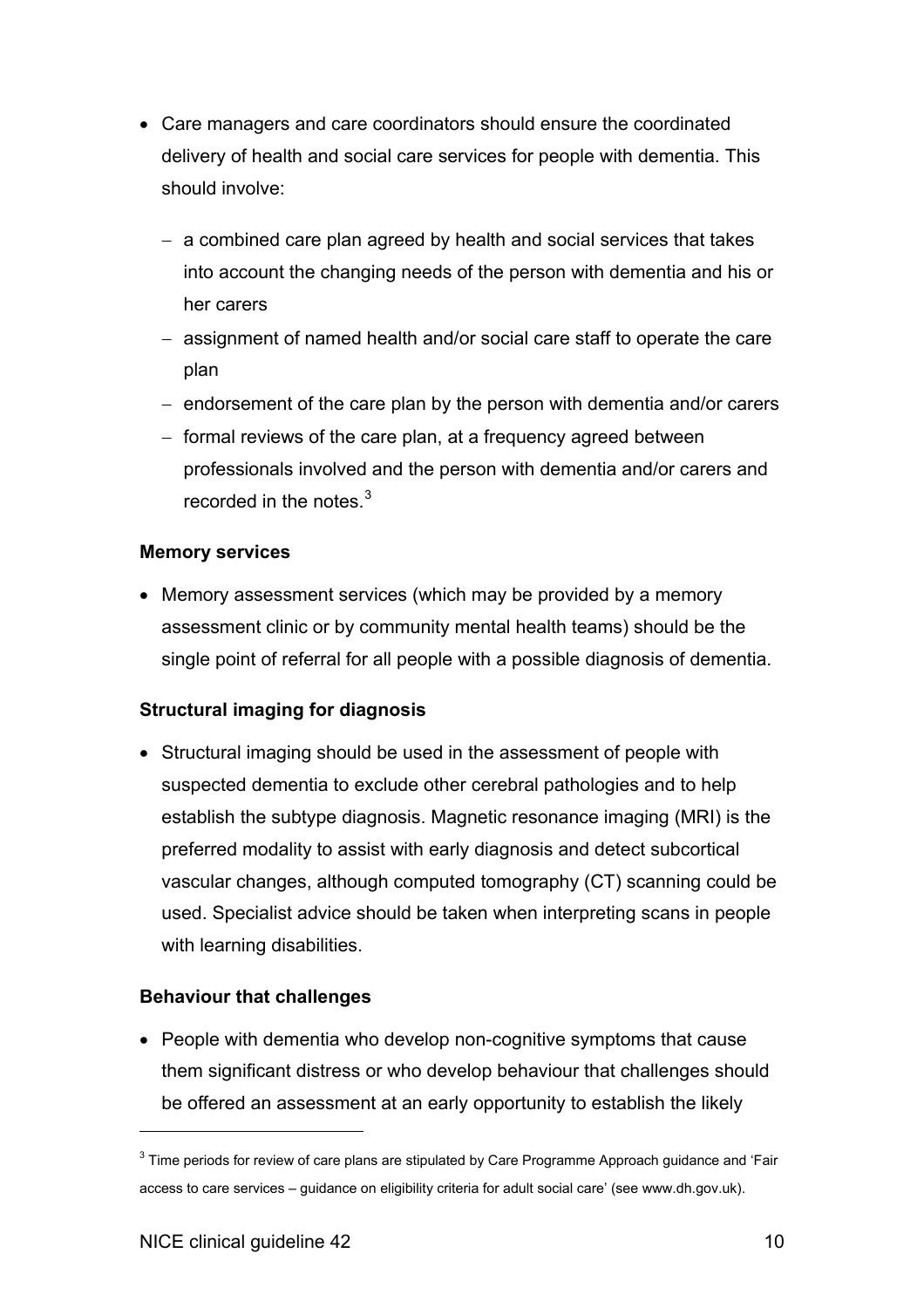- Care managers and care coordinators should ensure the coordinated delivery of health and social care services for people with dementia. This should involve:
  - a combined care plan agreed by health and social services that takes into account the changing needs of the person with dementia and his or her carers
  - assignment of named health and/or social care staff to operate the care plan
  - endorsement of the care plan by the person with dementia and/or carers
  - formal reviews of the care plan, at a frequency agreed between professionals involved and the person with dementia and/or carers and recorded in the notes.[3]

**Memory services**

- Memory assessment services (which may be provided by a memory assessment clinic or by community mental health teams) should be the single point of referral for all people with a possible diagnosis of dementia.

**Structural imaging for diagnosis**

- Structural imaging should be used in the assessment of people with suspected dementia to exclude other cerebral pathologies and to help establish the subtype diagnosis. Magnetic resonance imaging (MRI) is the preferred modality to assist with early diagnosis and detect subcortical vascular changes, although computed tomography (CT) scanning could be used. Specialist advice should be taken when interpreting scans in people with learning disabilities.

**Behaviour that challenges**

- People with dementia who develop non-cognitive symptoms that cause them significant distress or who develop behaviour that challenges should be offered an assessment at an early opportunity to establish the likely

---

[3] Time periods for review of care plans are stipulated by Care Programme Approach guidance and 'Fair access to care services – guidance on eligibility criteria for adult social care' (see www.dh.gov.uk).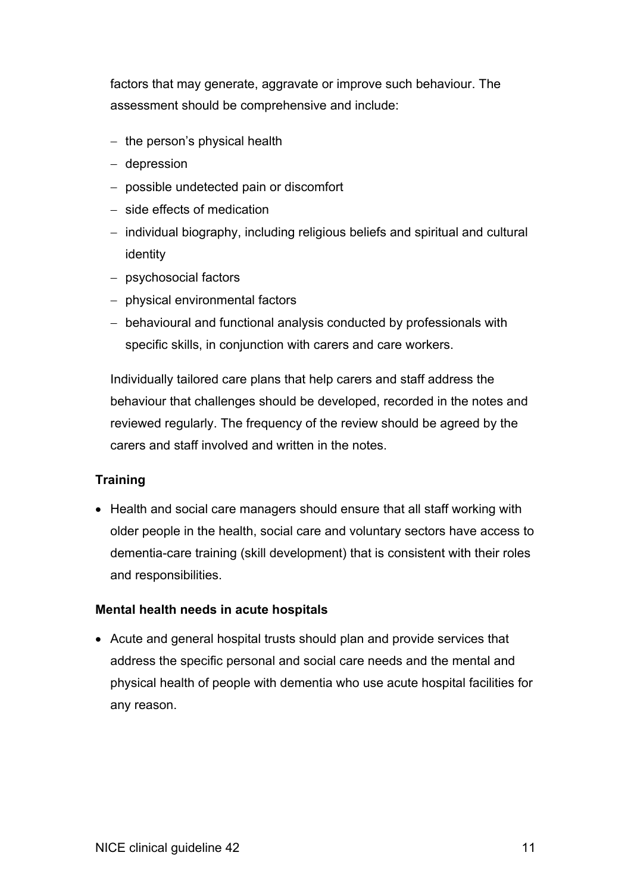factors that may generate, aggravate or improve such behaviour. The assessment should be comprehensive and include:

  - the person's physical health
  - depression
  - possible undetected pain or discomfort
  - side effects of medication
  - individual biography, including religious beliefs and spiritual and cultural identity
  - psychosocial factors
  - physical environmental factors
  - behavioural and functional analysis conducted by professionals with specific skills, in conjunction with carers and care workers.

  Individually tailored care plans that help carers and staff address the behaviour that challenges should be developed, recorded in the notes and reviewed regularly. The frequency of the review should be agreed by the carers and staff involved and written in the notes.

**Training**

- Health and social care managers should ensure that all staff working with older people in the health, social care and voluntary sectors have access to dementia-care training (skill development) that is consistent with their roles and responsibilities.

**Mental health needs in acute hospitals**

- Acute and general hospital trusts should plan and provide services that address the specific personal and social care needs and the mental and physical health of people with dementia who use acute hospital facilities for any reason.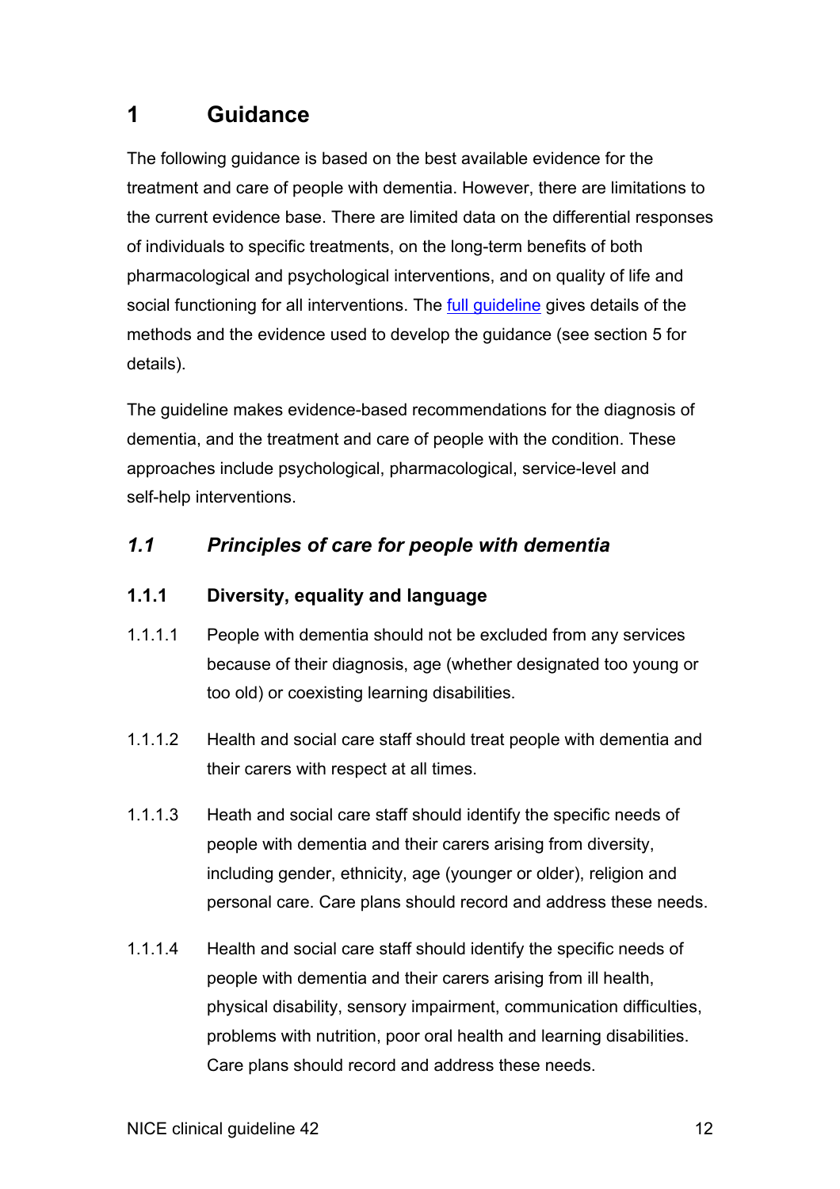# 1 Guidance

The following guidance is based on the best available evidence for the treatment and care of people with dementia. However, there are limitations to the current evidence base. There are limited data on the differential responses of individuals to specific treatments, on the long-term benefits of both pharmacological and psychological interventions, and on quality of life and social functioning for all interventions. The full guideline gives details of the methods and the evidence used to develop the guidance (see section 5 for details).

The guideline makes evidence-based recommendations for the diagnosis of dementia, and the treatment and care of people with the condition. These approaches include psychological, pharmacological, service-level and self-help interventions.

## *1.1 Principles of care for people with dementia*

### 1.1.1 Diversity, equality and language

1.1.1.1 People with dementia should not be excluded from any services because of their diagnosis, age (whether designated too young or too old) or coexisting learning disabilities.

1.1.1.2 Health and social care staff should treat people with dementia and their carers with respect at all times.

1.1.1.3 Heath and social care staff should identify the specific needs of people with dementia and their carers arising from diversity, including gender, ethnicity, age (younger or older), religion and personal care. Care plans should record and address these needs.

1.1.1.4 Health and social care staff should identify the specific needs of people with dementia and their carers arising from ill health, physical disability, sensory impairment, communication difficulties, problems with nutrition, poor oral health and learning disabilities. Care plans should record and address these needs.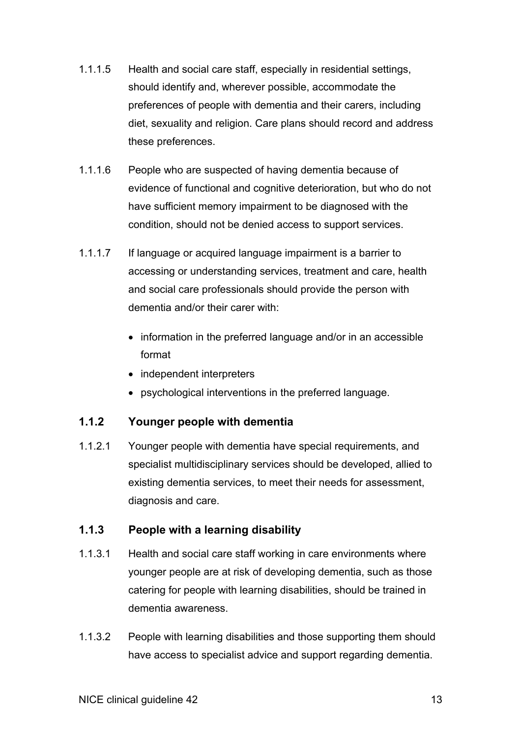1.1.1.5 Health and social care staff, especially in residential settings, should identify and, wherever possible, accommodate the preferences of people with dementia and their carers, including diet, sexuality and religion. Care plans should record and address these preferences.

1.1.1.6 People who are suspected of having dementia because of evidence of functional and cognitive deterioration, but who do not have sufficient memory impairment to be diagnosed with the condition, should not be denied access to support services.

1.1.1.7 If language or acquired language impairment is a barrier to accessing or understanding services, treatment and care, health and social care professionals should provide the person with dementia and/or their carer with:

- information in the preferred language and/or in an accessible format
- independent interpreters
- psychological interventions in the preferred language.

### 1.1.2 Younger people with dementia

1.1.2.1 Younger people with dementia have special requirements, and specialist multidisciplinary services should be developed, allied to existing dementia services, to meet their needs for assessment, diagnosis and care.

### 1.1.3 People with a learning disability

1.1.3.1 Health and social care staff working in care environments where younger people are at risk of developing dementia, such as those catering for people with learning disabilities, should be trained in dementia awareness.

1.1.3.2 People with learning disabilities and those supporting them should have access to specialist advice and support regarding dementia.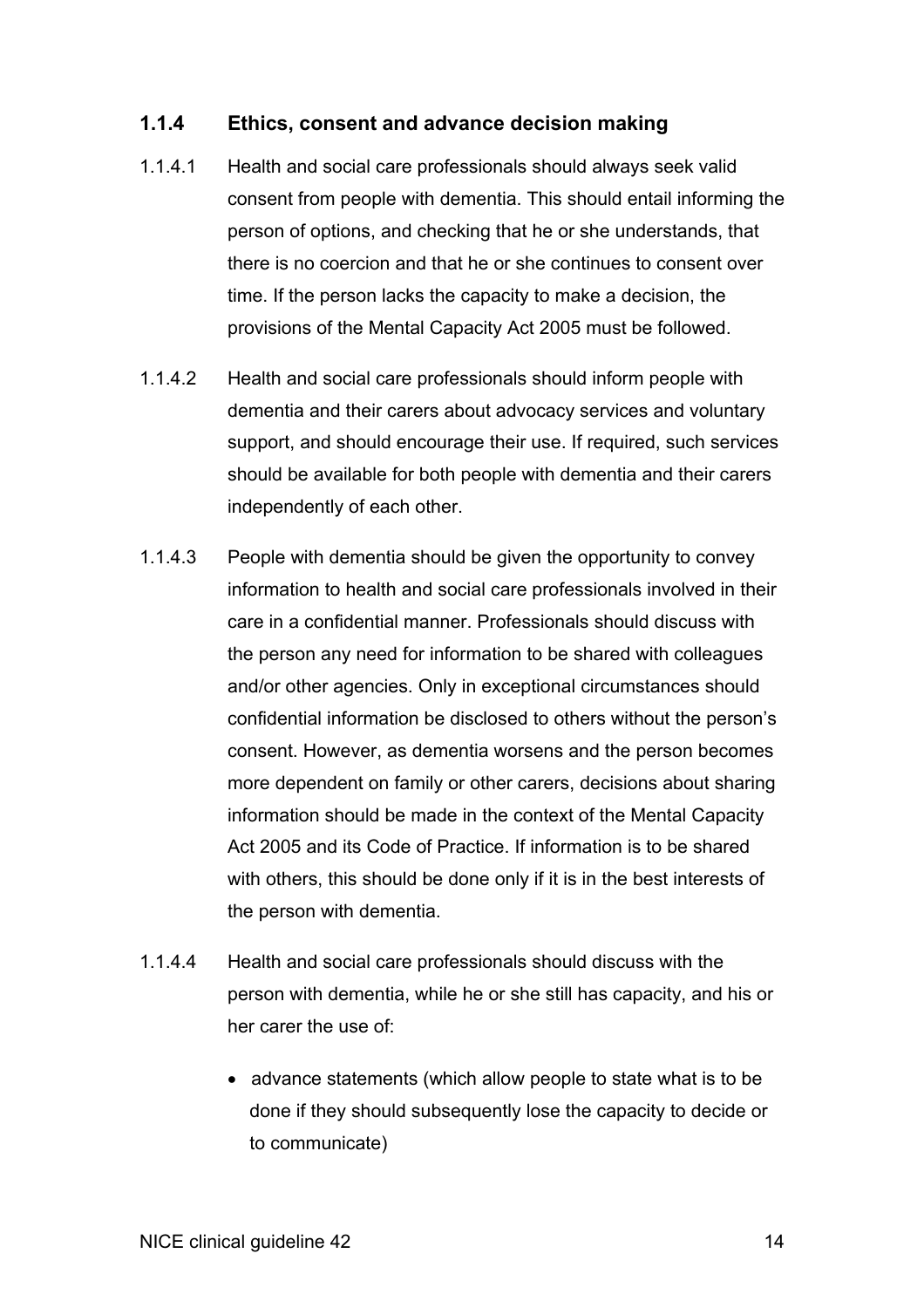### 1.1.4 Ethics, consent and advance decision making

1.1.4.1 Health and social care professionals should always seek valid consent from people with dementia. This should entail informing the person of options, and checking that he or she understands, that there is no coercion and that he or she continues to consent over time. If the person lacks the capacity to make a decision, the provisions of the Mental Capacity Act 2005 must be followed.

1.1.4.2 Health and social care professionals should inform people with dementia and their carers about advocacy services and voluntary support, and should encourage their use. If required, such services should be available for both people with dementia and their carers independently of each other.

1.1.4.3 People with dementia should be given the opportunity to convey information to health and social care professionals involved in their care in a confidential manner. Professionals should discuss with the person any need for information to be shared with colleagues and/or other agencies. Only in exceptional circumstances should confidential information be disclosed to others without the person's consent. However, as dementia worsens and the person becomes more dependent on family or other carers, decisions about sharing information should be made in the context of the Mental Capacity Act 2005 and its Code of Practice. If information is to be shared with others, this should be done only if it is in the best interests of the person with dementia.

1.1.4.4 Health and social care professionals should discuss with the person with dementia, while he or she still has capacity, and his or her carer the use of:

- advance statements (which allow people to state what is to be done if they should subsequently lose the capacity to decide or to communicate)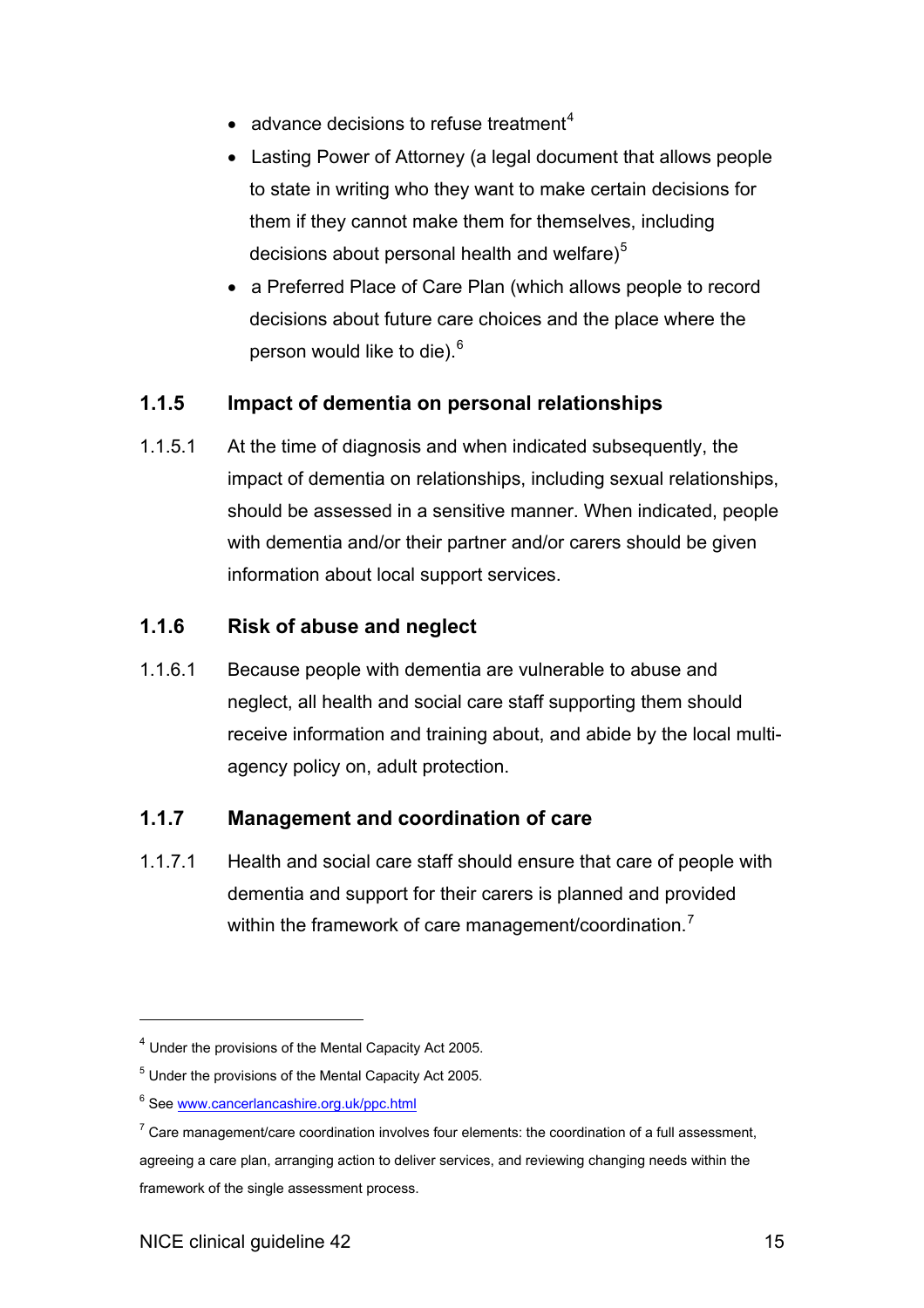- advance decisions to refuse treatment[4]
- Lasting Power of Attorney (a legal document that allows people to state in writing who they want to make certain decisions for them if they cannot make them for themselves, including decisions about personal health and welfare)[5]
- a Preferred Place of Care Plan (which allows people to record decisions about future care choices and the place where the person would like to die).[6]

### 1.1.5 Impact of dementia on personal relationships

1.1.5.1 At the time of diagnosis and when indicated subsequently, the impact of dementia on relationships, including sexual relationships, should be assessed in a sensitive manner. When indicated, people with dementia and/or their partner and/or carers should be given information about local support services.

### 1.1.6 Risk of abuse and neglect

1.1.6.1 Because people with dementia are vulnerable to abuse and neglect, all health and social care staff supporting them should receive information and training about, and abide by the local multi-agency policy on, adult protection.

### 1.1.7 Management and coordination of care

1.1.7.1 Health and social care staff should ensure that care of people with dementia and support for their carers is planned and provided within the framework of care management/coordination.[7]

---

[4] Under the provisions of the Mental Capacity Act 2005.

[5] Under the provisions of the Mental Capacity Act 2005.

[6] See www.cancerlancashire.org.uk/ppc.html

[7] Care management/care coordination involves four elements: the coordination of a full assessment, agreeing a care plan, arranging action to deliver services, and reviewing changing needs within the framework of the single assessment process.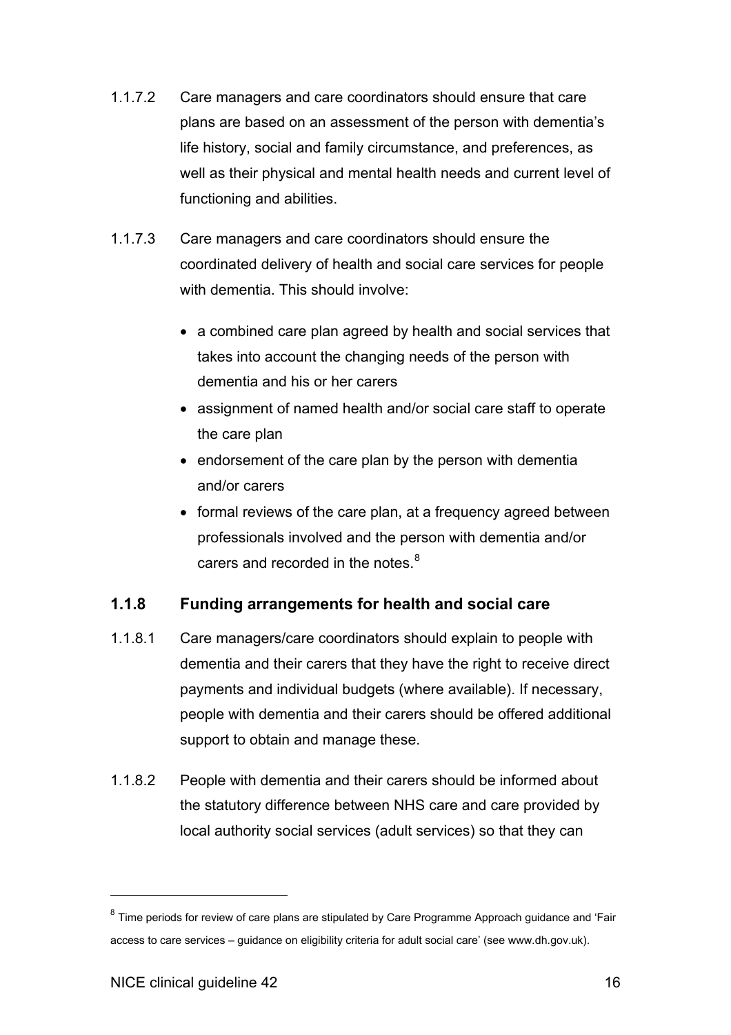1.1.7.2 Care managers and care coordinators should ensure that care plans are based on an assessment of the person with dementia's life history, social and family circumstance, and preferences, as well as their physical and mental health needs and current level of functioning and abilities.

1.1.7.3 Care managers and care coordinators should ensure the coordinated delivery of health and social care services for people with dementia. This should involve:

- a combined care plan agreed by health and social services that takes into account the changing needs of the person with dementia and his or her carers
- assignment of named health and/or social care staff to operate the care plan
- endorsement of the care plan by the person with dementia and/or carers
- formal reviews of the care plan, at a frequency agreed between professionals involved and the person with dementia and/or carers and recorded in the notes.[8]

### 1.1.8 Funding arrangements for health and social care

1.1.8.1 Care managers/care coordinators should explain to people with dementia and their carers that they have the right to receive direct payments and individual budgets (where available). If necessary, people with dementia and their carers should be offered additional support to obtain and manage these.

1.1.8.2 People with dementia and their carers should be informed about the statutory difference between NHS care and care provided by local authority social services (adult services) so that they can

---

[8] Time periods for review of care plans are stipulated by Care Programme Approach guidance and 'Fair access to care services – guidance on eligibility criteria for adult social care' (see www.dh.gov.uk).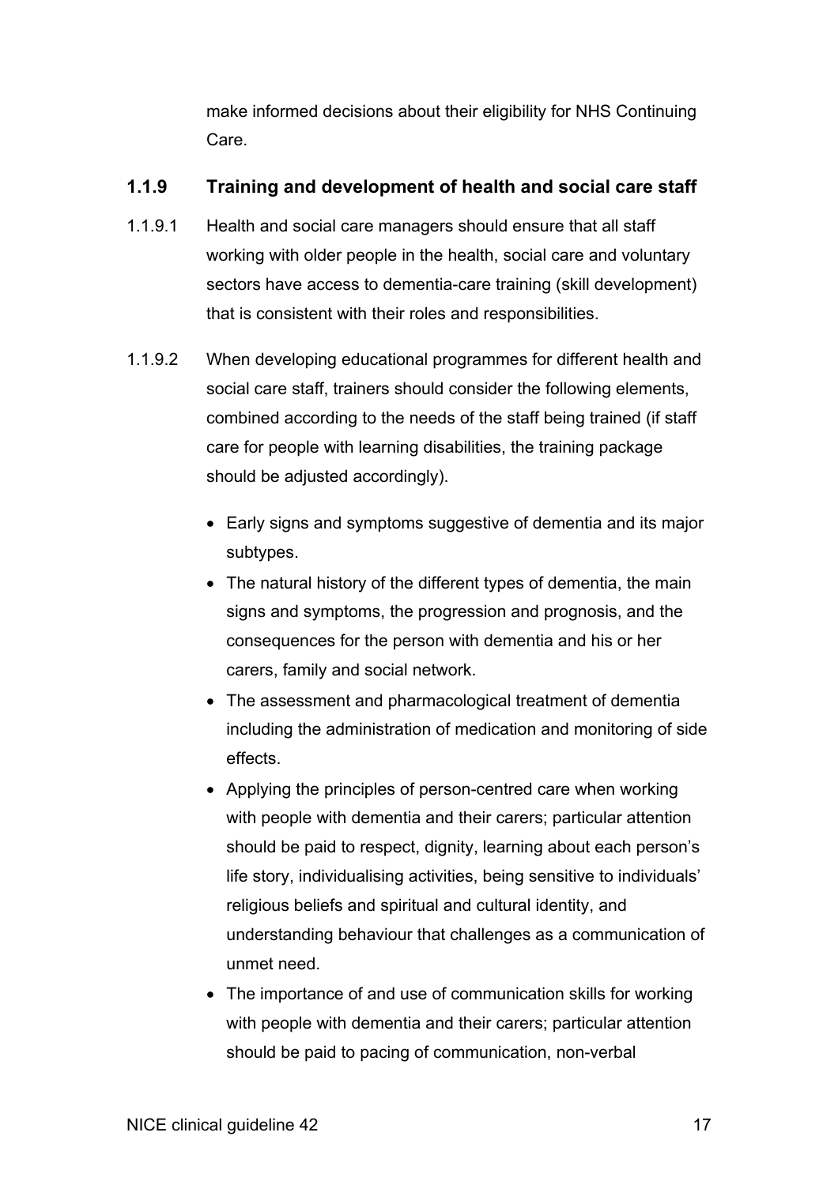make informed decisions about their eligibility for NHS Continuing Care.

### 1.1.9 Training and development of health and social care staff

1.1.9.1 Health and social care managers should ensure that all staff working with older people in the health, social care and voluntary sectors have access to dementia-care training (skill development) that is consistent with their roles and responsibilities.

1.1.9.2 When developing educational programmes for different health and social care staff, trainers should consider the following elements, combined according to the needs of the staff being trained (if staff care for people with learning disabilities, the training package should be adjusted accordingly).

- Early signs and symptoms suggestive of dementia and its major subtypes.
- The natural history of the different types of dementia, the main signs and symptoms, the progression and prognosis, and the consequences for the person with dementia and his or her carers, family and social network.
- The assessment and pharmacological treatment of dementia including the administration of medication and monitoring of side effects.
- Applying the principles of person-centred care when working with people with dementia and their carers; particular attention should be paid to respect, dignity, learning about each person's life story, individualising activities, being sensitive to individuals' religious beliefs and spiritual and cultural identity, and understanding behaviour that challenges as a communication of unmet need.
- The importance of and use of communication skills for working with people with dementia and their carers; particular attention should be paid to pacing of communication, non-verbal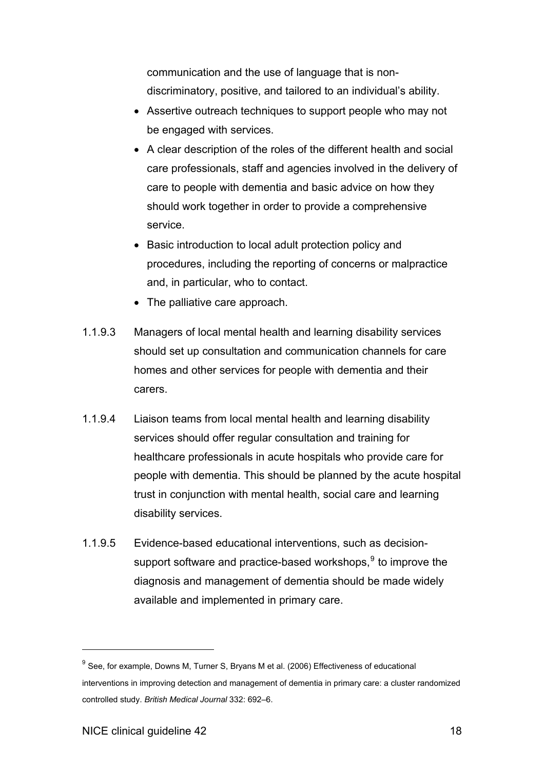communication and the use of language that is non-discriminatory, positive, and tailored to an individual's ability.

- Assertive outreach techniques to support people who may not be engaged with services.
- A clear description of the roles of the different health and social care professionals, staff and agencies involved in the delivery of care to people with dementia and basic advice on how they should work together in order to provide a comprehensive service.
- Basic introduction to local adult protection policy and procedures, including the reporting of concerns or malpractice and, in particular, who to contact.
- The palliative care approach.

1.1.9.3 Managers of local mental health and learning disability services should set up consultation and communication channels for care homes and other services for people with dementia and their carers.

1.1.9.4 Liaison teams from local mental health and learning disability services should offer regular consultation and training for healthcare professionals in acute hospitals who provide care for people with dementia. This should be planned by the acute hospital trust in conjunction with mental health, social care and learning disability services.

1.1.9.5 Evidence-based educational interventions, such as decision-support software and practice-based workshops,[9] to improve the diagnosis and management of dementia should be made widely available and implemented in primary care.

---

[9] See, for example, Downs M, Turner S, Bryans M et al. (2006) Effectiveness of educational interventions in improving detection and management of dementia in primary care: a cluster randomized controlled study. *British Medical Journal* 332: 692–6.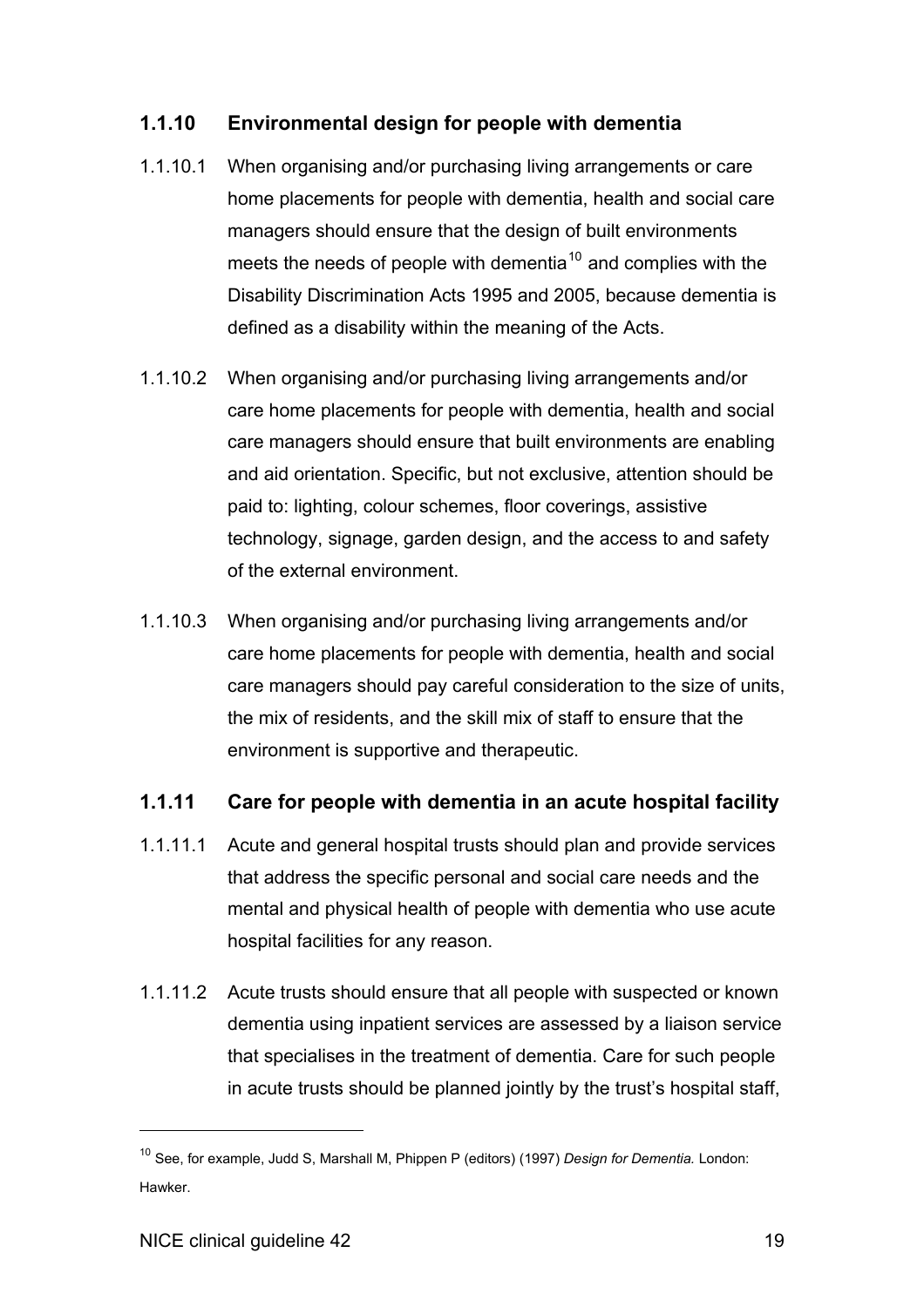### 1.1.10 Environmental design for people with dementia

1.1.10.1 When organising and/or purchasing living arrangements or care home placements for people with dementia, health and social care managers should ensure that the design of built environments meets the needs of people with dementia[10] and complies with the Disability Discrimination Acts 1995 and 2005, because dementia is defined as a disability within the meaning of the Acts.

1.1.10.2 When organising and/or purchasing living arrangements and/or care home placements for people with dementia, health and social care managers should ensure that built environments are enabling and aid orientation. Specific, but not exclusive, attention should be paid to: lighting, colour schemes, floor coverings, assistive technology, signage, garden design, and the access to and safety of the external environment.

1.1.10.3 When organising and/or purchasing living arrangements and/or care home placements for people with dementia, health and social care managers should pay careful consideration to the size of units, the mix of residents, and the skill mix of staff to ensure that the environment is supportive and therapeutic.

### 1.1.11 Care for people with dementia in an acute hospital facility

1.1.11.1 Acute and general hospital trusts should plan and provide services that address the specific personal and social care needs and the mental and physical health of people with dementia who use acute hospital facilities for any reason.

1.1.11.2 Acute trusts should ensure that all people with suspected or known dementia using inpatient services are assessed by a liaison service that specialises in the treatment of dementia. Care for such people in acute trusts should be planned jointly by the trust's hospital staff,

---

[10] See, for example, Judd S, Marshall M, Phippen P (editors) (1997) *Design for Dementia.* London: Hawker.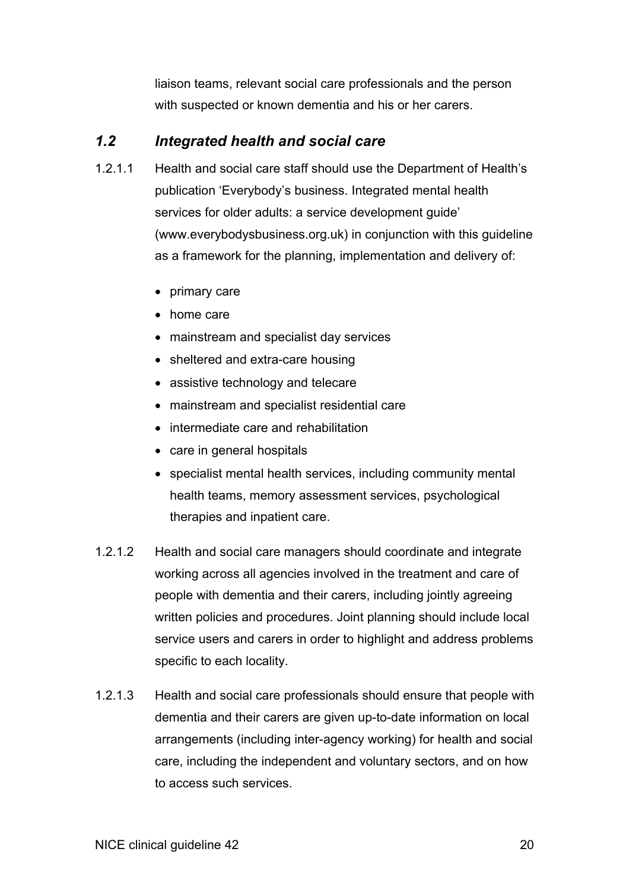liaison teams, relevant social care professionals and the person with suspected or known dementia and his or her carers.

## *1.2 Integrated health and social care*

1.2.1.1 Health and social care staff should use the Department of Health's publication 'Everybody's business. Integrated mental health services for older adults: a service development guide' (www.everybodysbusiness.org.uk) in conjunction with this guideline as a framework for the planning, implementation and delivery of:

- primary care
- home care
- mainstream and specialist day services
- sheltered and extra-care housing
- assistive technology and telecare
- mainstream and specialist residential care
- intermediate care and rehabilitation
- care in general hospitals
- specialist mental health services, including community mental health teams, memory assessment services, psychological therapies and inpatient care.

1.2.1.2 Health and social care managers should coordinate and integrate working across all agencies involved in the treatment and care of people with dementia and their carers, including jointly agreeing written policies and procedures. Joint planning should include local service users and carers in order to highlight and address problems specific to each locality.

1.2.1.3 Health and social care professionals should ensure that people with dementia and their carers are given up-to-date information on local arrangements (including inter-agency working) for health and social care, including the independent and voluntary sectors, and on how to access such services.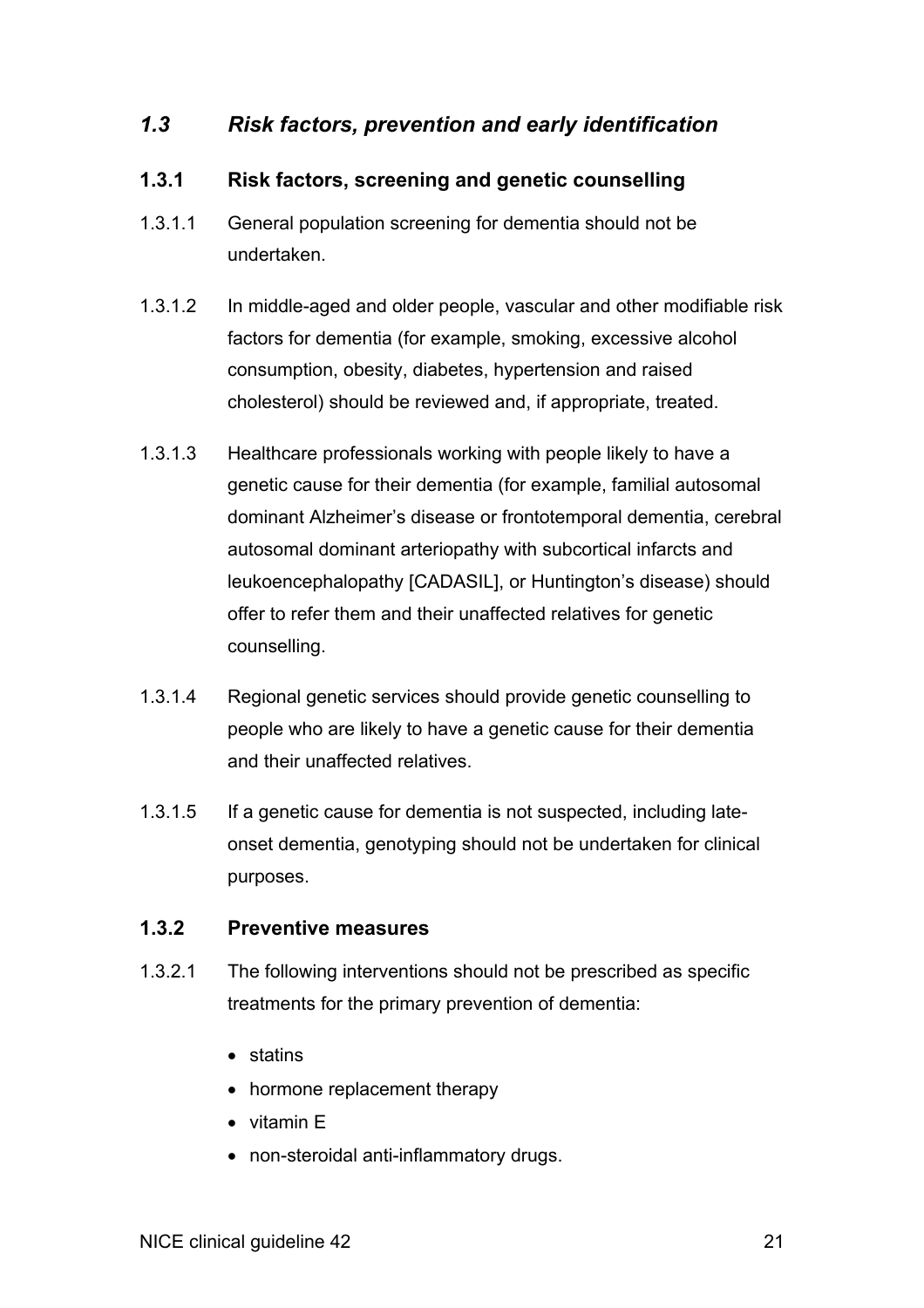## *1.3 Risk factors, prevention and early identification*

### 1.3.1 Risk factors, screening and genetic counselling

1.3.1.1 General population screening for dementia should not be undertaken.

1.3.1.2 In middle-aged and older people, vascular and other modifiable risk factors for dementia (for example, smoking, excessive alcohol consumption, obesity, diabetes, hypertension and raised cholesterol) should be reviewed and, if appropriate, treated.

1.3.1.3 Healthcare professionals working with people likely to have a genetic cause for their dementia (for example, familial autosomal dominant Alzheimer's disease or frontotemporal dementia, cerebral autosomal dominant arteriopathy with subcortical infarcts and leukoencephalopathy [CADASIL], or Huntington's disease) should offer to refer them and their unaffected relatives for genetic counselling.

1.3.1.4 Regional genetic services should provide genetic counselling to people who are likely to have a genetic cause for their dementia and their unaffected relatives.

1.3.1.5 If a genetic cause for dementia is not suspected, including late-onset dementia, genotyping should not be undertaken for clinical purposes.

### 1.3.2 Preventive measures

1.3.2.1 The following interventions should not be prescribed as specific treatments for the primary prevention of dementia:

- statins
- hormone replacement therapy
- vitamin E
- non-steroidal anti-inflammatory drugs.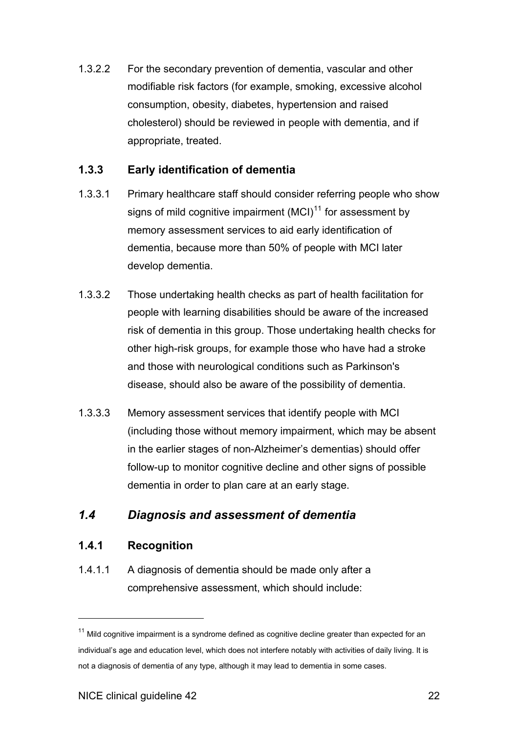1.3.2.2 For the secondary prevention of dementia, vascular and other modifiable risk factors (for example, smoking, excessive alcohol consumption, obesity, diabetes, hypertension and raised cholesterol) should be reviewed in people with dementia, and if appropriate, treated.

### 1.3.3 Early identification of dementia

1.3.3.1 Primary healthcare staff should consider referring people who show signs of mild cognitive impairment (MCI)[11] for assessment by memory assessment services to aid early identification of dementia, because more than 50% of people with MCI later develop dementia.

1.3.3.2 Those undertaking health checks as part of health facilitation for people with learning disabilities should be aware of the increased risk of dementia in this group. Those undertaking health checks for other high-risk groups, for example those who have had a stroke and those with neurological conditions such as Parkinson's disease, should also be aware of the possibility of dementia.

1.3.3.3 Memory assessment services that identify people with MCI (including those without memory impairment, which may be absent in the earlier stages of non-Alzheimer's dementias) should offer follow-up to monitor cognitive decline and other signs of possible dementia in order to plan care at an early stage.

## *1.4 Diagnosis and assessment of dementia*

### 1.4.1 Recognition

1.4.1.1 A diagnosis of dementia should be made only after a comprehensive assessment, which should include:

---

[11] Mild cognitive impairment is a syndrome defined as cognitive decline greater than expected for an individual's age and education level, which does not interfere notably with activities of daily living. It is not a diagnosis of dementia of any type, although it may lead to dementia in some cases.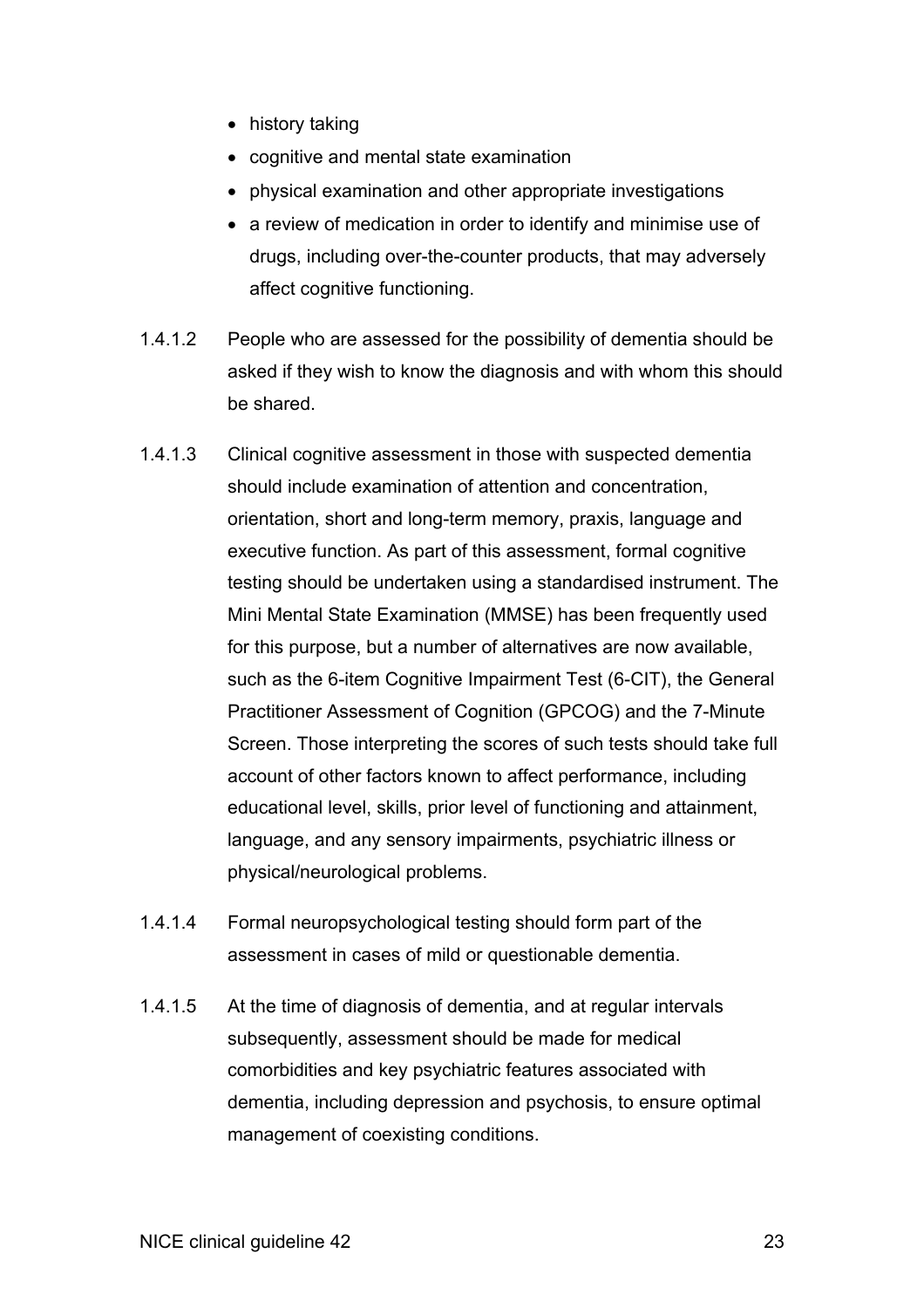- history taking
- cognitive and mental state examination
- physical examination and other appropriate investigations
- a review of medication in order to identify and minimise use of drugs, including over-the-counter products, that may adversely affect cognitive functioning.

1.4.1.2 People who are assessed for the possibility of dementia should be asked if they wish to know the diagnosis and with whom this should be shared.

1.4.1.3 Clinical cognitive assessment in those with suspected dementia should include examination of attention and concentration, orientation, short and long-term memory, praxis, language and executive function. As part of this assessment, formal cognitive testing should be undertaken using a standardised instrument. The Mini Mental State Examination (MMSE) has been frequently used for this purpose, but a number of alternatives are now available, such as the 6-item Cognitive Impairment Test (6-CIT), the General Practitioner Assessment of Cognition (GPCOG) and the 7-Minute Screen. Those interpreting the scores of such tests should take full account of other factors known to affect performance, including educational level, skills, prior level of functioning and attainment, language, and any sensory impairments, psychiatric illness or physical/neurological problems.

1.4.1.4 Formal neuropsychological testing should form part of the assessment in cases of mild or questionable dementia.

1.4.1.5 At the time of diagnosis of dementia, and at regular intervals subsequently, assessment should be made for medical comorbidities and key psychiatric features associated with dementia, including depression and psychosis, to ensure optimal management of coexisting conditions.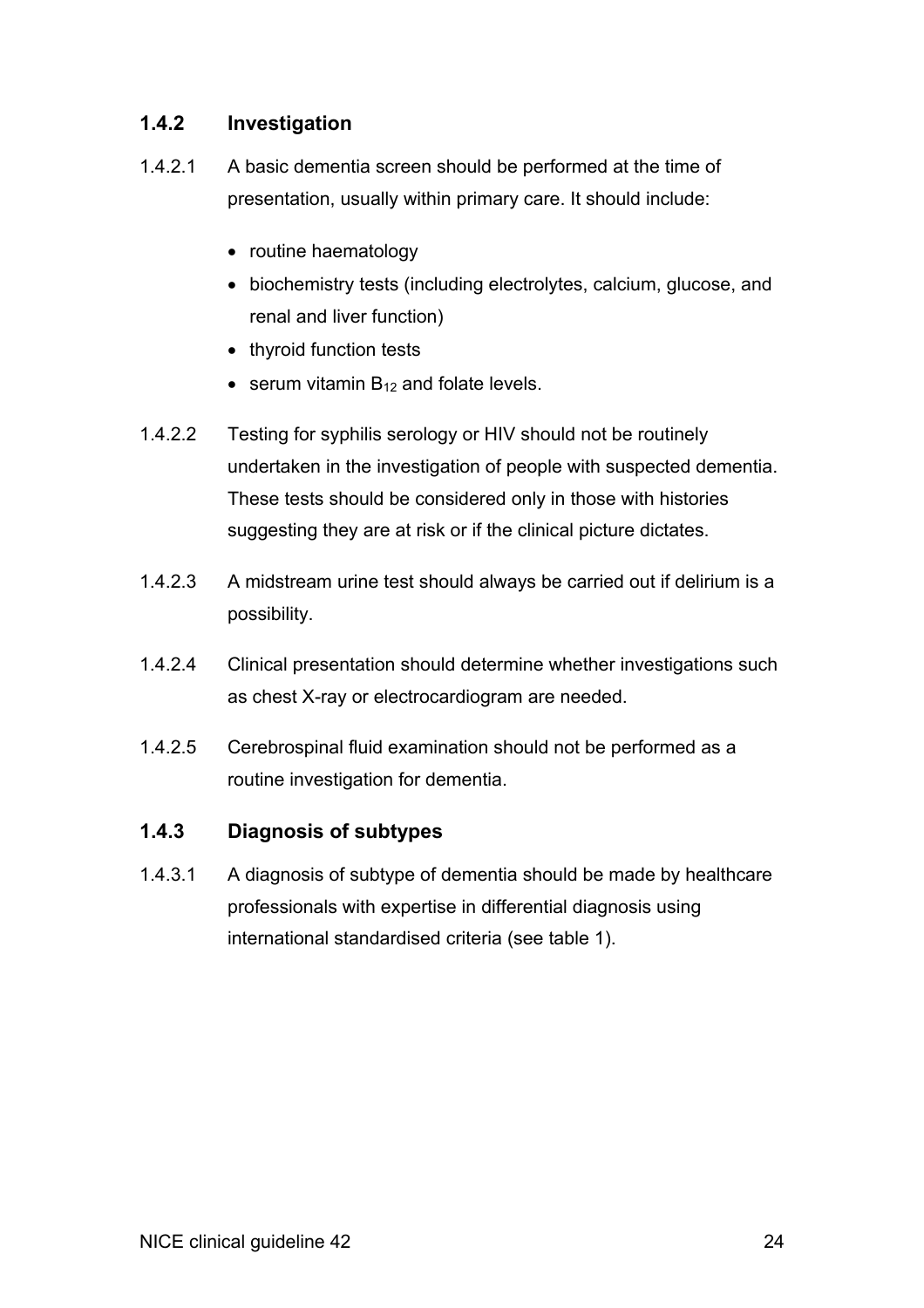### 1.4.2 Investigation

1.4.2.1 A basic dementia screen should be performed at the time of presentation, usually within primary care. It should include:

- routine haematology
- biochemistry tests (including electrolytes, calcium, glucose, and renal and liver function)
- thyroid function tests
- serum vitamin $B_{12}$ and folate levels.

1.4.2.2 Testing for syphilis serology or HIV should not be routinely undertaken in the investigation of people with suspected dementia. These tests should be considered only in those with histories suggesting they are at risk or if the clinical picture dictates.

1.4.2.3 A midstream urine test should always be carried out if delirium is a possibility.

1.4.2.4 Clinical presentation should determine whether investigations such as chest X-ray or electrocardiogram are needed.

1.4.2.5 Cerebrospinal fluid examination should not be performed as a routine investigation for dementia.

### 1.4.3 Diagnosis of subtypes

1.4.3.1 A diagnosis of subtype of dementia should be made by healthcare professionals with expertise in differential diagnosis using international standardised criteria (see table 1).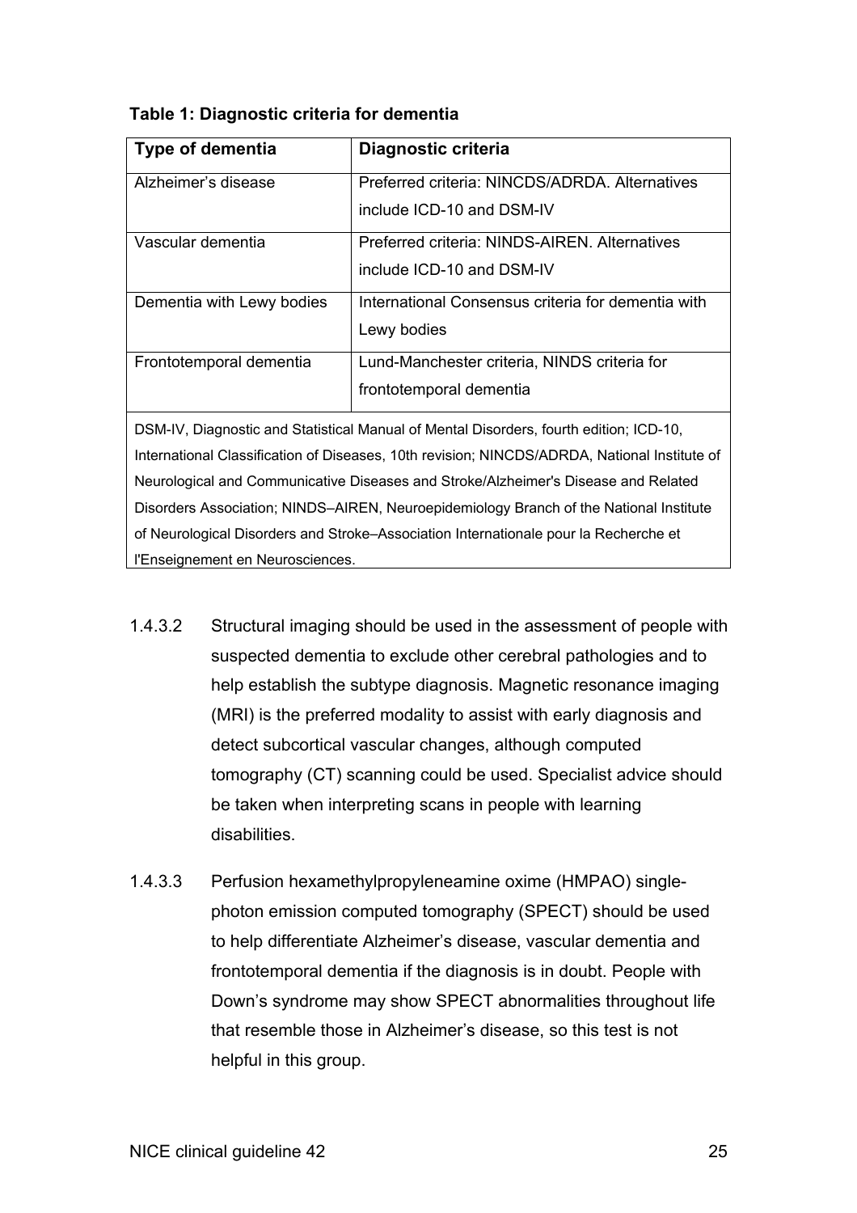**Table 1: Diagnostic criteria for dementia**

| Type of dementia | Diagnostic criteria |
| --- | --- |
| Alzheimer's disease | Preferred criteria: NINCDS/ADRDA. Alternatives include ICD-10 and DSM-IV |
| Vascular dementia | Preferred criteria: NINDS-AIREN. Alternatives include ICD-10 and DSM-IV |
| Dementia with Lewy bodies | International Consensus criteria for dementia with Lewy bodies |
| Frontotemporal dementia | Lund-Manchester criteria, NINDS criteria for frontotemporal dementia |

DSM-IV, Diagnostic and Statistical Manual of Mental Disorders, fourth edition; ICD-10, International Classification of Diseases, 10th revision; NINCDS/ADRDA, National Institute of Neurological and Communicative Diseases and Stroke/Alzheimer's Disease and Related Disorders Association; NINDS–AIREN, Neuroepidemiology Branch of the National Institute of Neurological Disorders and Stroke–Association Internationale pour la Recherche et l'Enseignement en Neurosciences.

1.4.3.2 Structural imaging should be used in the assessment of people with suspected dementia to exclude other cerebral pathologies and to help establish the subtype diagnosis. Magnetic resonance imaging (MRI) is the preferred modality to assist with early diagnosis and detect subcortical vascular changes, although computed tomography (CT) scanning could be used. Specialist advice should be taken when interpreting scans in people with learning disabilities.

1.4.3.3 Perfusion hexamethylpropyleneamine oxime (HMPAO) single-photon emission computed tomography (SPECT) should be used to help differentiate Alzheimer's disease, vascular dementia and frontotemporal dementia if the diagnosis is in doubt. People with Down's syndrome may show SPECT abnormalities throughout life that resemble those in Alzheimer's disease, so this test is not helpful in this group.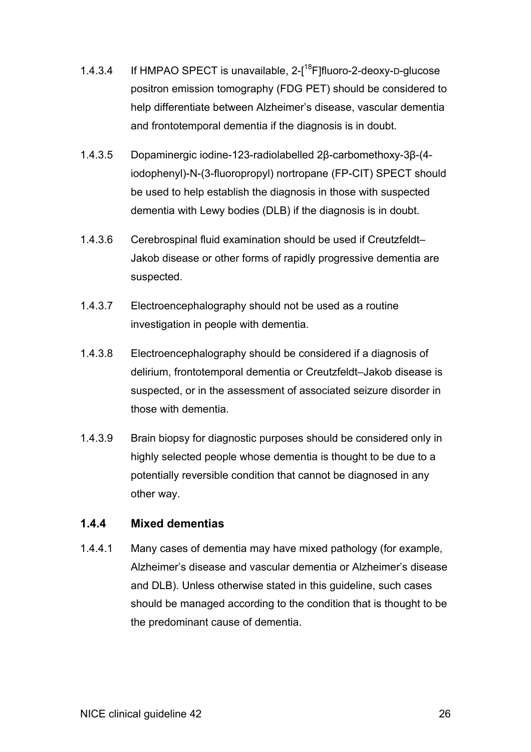1.4.3.4 If HMPAO SPECT is unavailable, 2-[$^{18}$F]fluoro-2-deoxy-D-glucose positron emission tomography (FDG PET) should be considered to help differentiate between Alzheimer's disease, vascular dementia and frontotemporal dementia if the diagnosis is in doubt.

1.4.3.5 Dopaminergic iodine-123-radiolabelled 2β-carbomethoxy-3β-(4-iodophenyl)-N-(3-fluoropropyl) nortropane (FP-CIT) SPECT should be used to help establish the diagnosis in those with suspected dementia with Lewy bodies (DLB) if the diagnosis is in doubt.

1.4.3.6 Cerebrospinal fluid examination should be used if Creutzfeldt–Jakob disease or other forms of rapidly progressive dementia are suspected.

1.4.3.7 Electroencephalography should not be used as a routine investigation in people with dementia.

1.4.3.8 Electroencephalography should be considered if a diagnosis of delirium, frontotemporal dementia or Creutzfeldt–Jakob disease is suspected, or in the assessment of associated seizure disorder in those with dementia.

1.4.3.9 Brain biopsy for diagnostic purposes should be considered only in highly selected people whose dementia is thought to be due to a potentially reversible condition that cannot be diagnosed in any other way.

### 1.4.4 Mixed dementias

1.4.4.1 Many cases of dementia may have mixed pathology (for example, Alzheimer's disease and vascular dementia or Alzheimer's disease and DLB). Unless otherwise stated in this guideline, such cases should be managed according to the condition that is thought to be the predominant cause of dementia.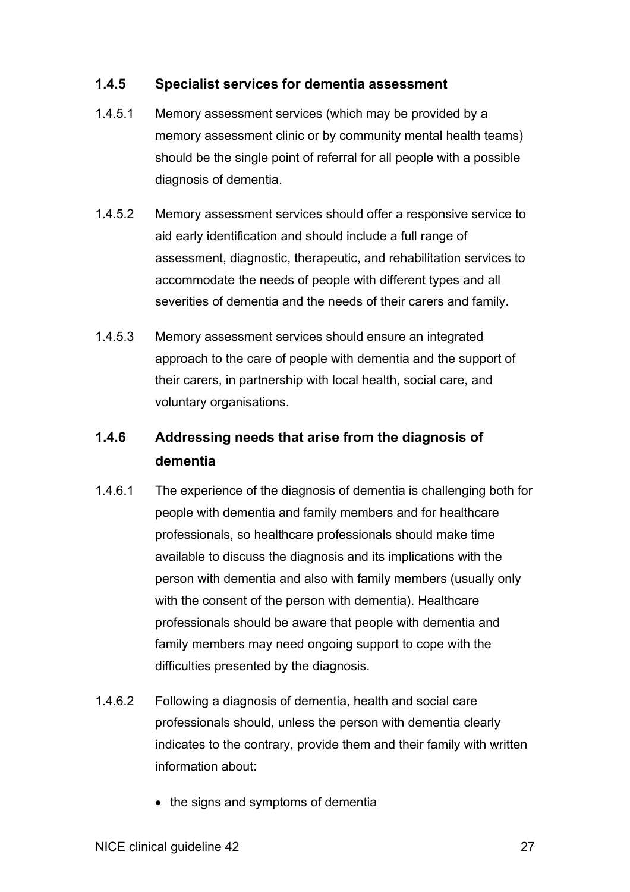### 1.4.5 Specialist services for dementia assessment

1.4.5.1 Memory assessment services (which may be provided by a memory assessment clinic or by community mental health teams) should be the single point of referral for all people with a possible diagnosis of dementia.

1.4.5.2 Memory assessment services should offer a responsive service to aid early identification and should include a full range of assessment, diagnostic, therapeutic, and rehabilitation services to accommodate the needs of people with different types and all severities of dementia and the needs of their carers and family.

1.4.5.3 Memory assessment services should ensure an integrated approach to the care of people with dementia and the support of their carers, in partnership with local health, social care, and voluntary organisations.

### 1.4.6 Addressing needs that arise from the diagnosis of dementia

1.4.6.1 The experience of the diagnosis of dementia is challenging both for people with dementia and family members and for healthcare professionals, so healthcare professionals should make time available to discuss the diagnosis and its implications with the person with dementia and also with family members (usually only with the consent of the person with dementia). Healthcare professionals should be aware that people with dementia and family members may need ongoing support to cope with the difficulties presented by the diagnosis.

1.4.6.2 Following a diagnosis of dementia, health and social care professionals should, unless the person with dementia clearly indicates to the contrary, provide them and their family with written information about:

- the signs and symptoms of dementia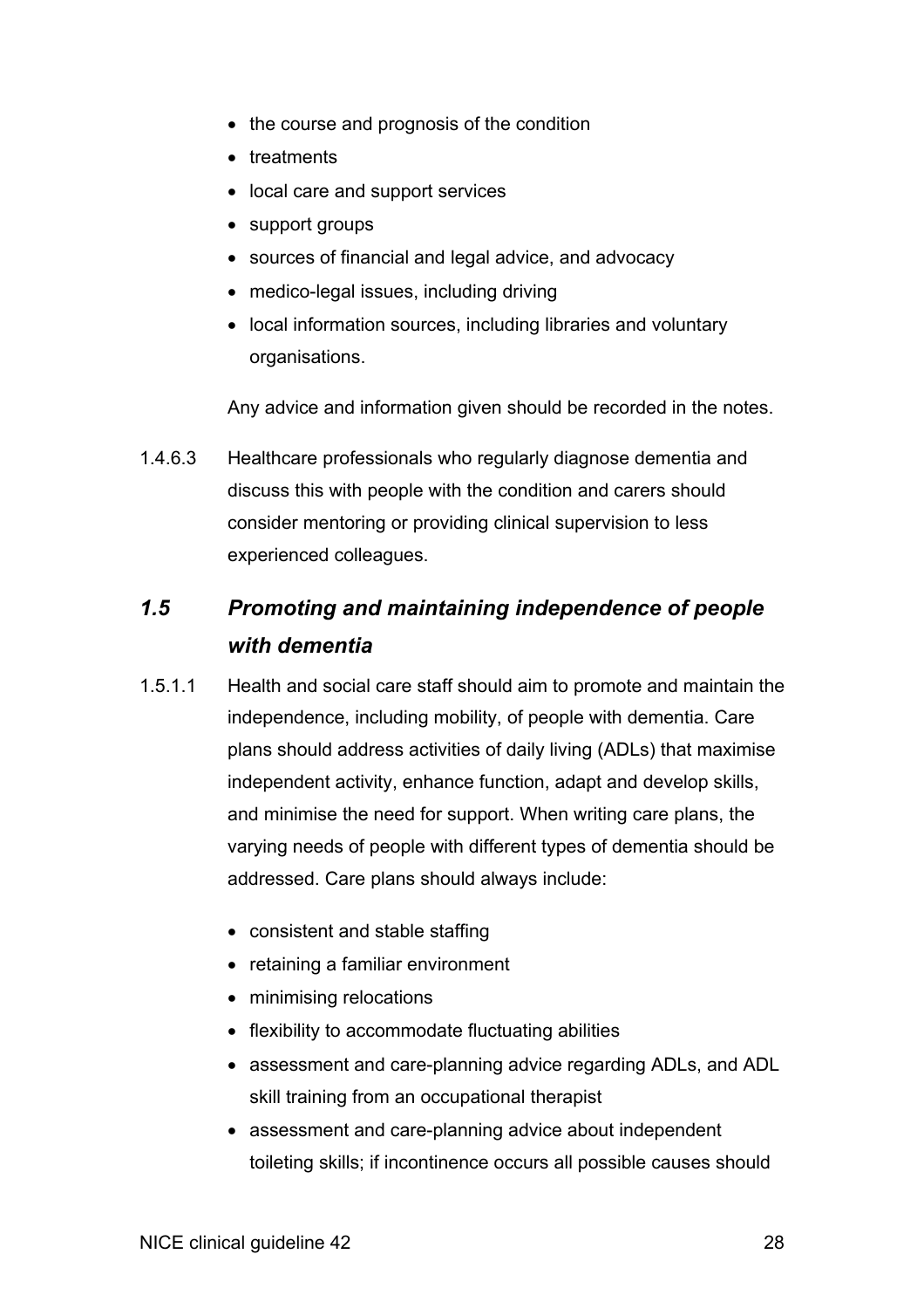- the course and prognosis of the condition
- treatments
- local care and support services
- support groups
- sources of financial and legal advice, and advocacy
- medico-legal issues, including driving
- local information sources, including libraries and voluntary organisations.

Any advice and information given should be recorded in the notes.

1.4.6.3 Healthcare professionals who regularly diagnose dementia and discuss this with people with the condition and carers should consider mentoring or providing clinical supervision to less experienced colleagues.

## *1.5 Promoting and maintaining independence of people with dementia*

1.5.1.1 Health and social care staff should aim to promote and maintain the independence, including mobility, of people with dementia. Care plans should address activities of daily living (ADLs) that maximise independent activity, enhance function, adapt and develop skills, and minimise the need for support. When writing care plans, the varying needs of people with different types of dementia should be addressed. Care plans should always include:

- consistent and stable staffing
- retaining a familiar environment
- minimising relocations
- flexibility to accommodate fluctuating abilities
- assessment and care-planning advice regarding ADLs, and ADL skill training from an occupational therapist
- assessment and care-planning advice about independent toileting skills; if incontinence occurs all possible causes should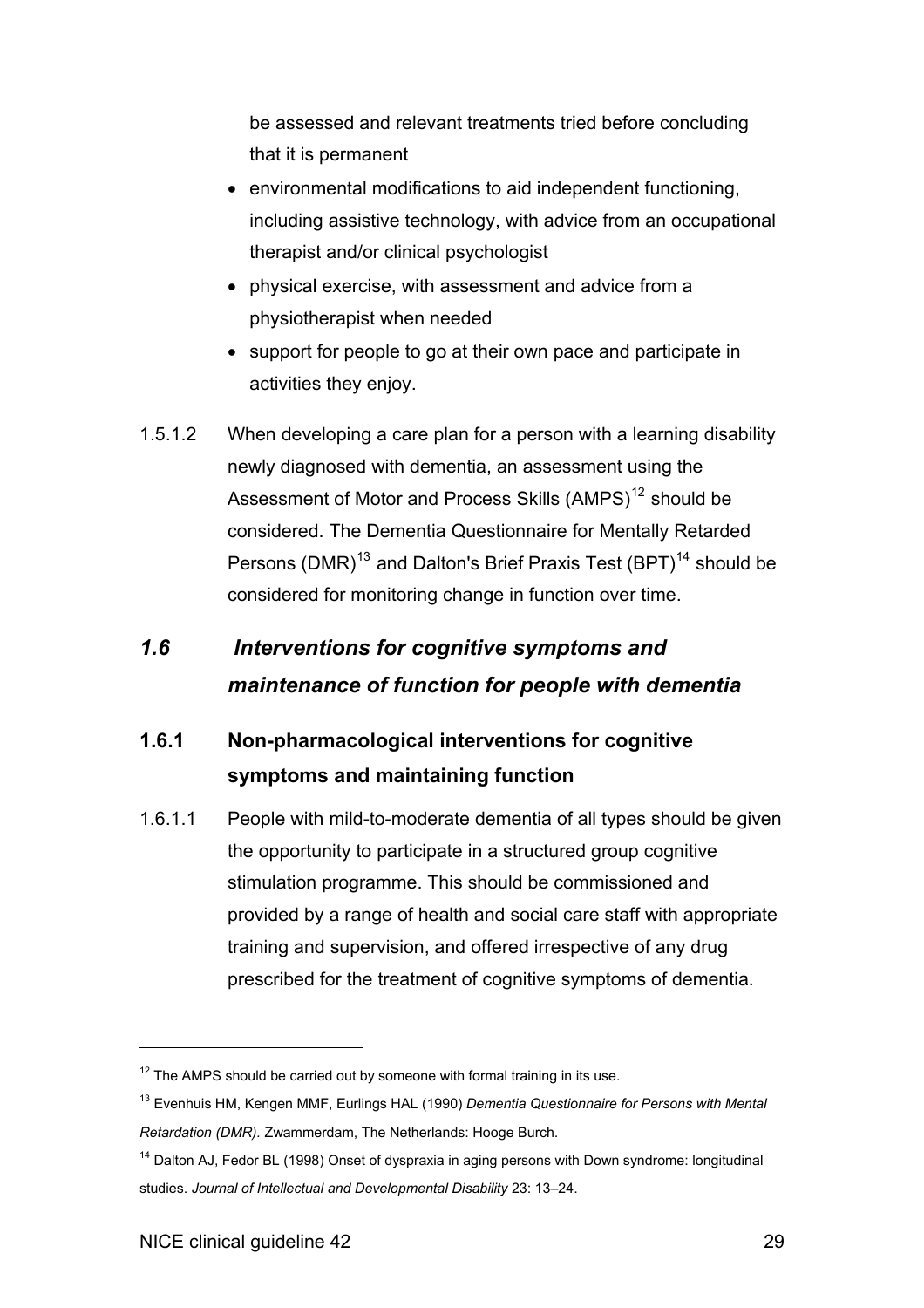be assessed and relevant treatments tried before concluding that it is permanent

- environmental modifications to aid independent functioning, including assistive technology, with advice from an occupational therapist and/or clinical psychologist
- physical exercise, with assessment and advice from a physiotherapist when needed
- support for people to go at their own pace and participate in activities they enjoy.

1.5.1.2 When developing a care plan for a person with a learning disability newly diagnosed with dementia, an assessment using the Assessment of Motor and Process Skills (AMPS)[12] should be considered. The Dementia Questionnaire for Mentally Retarded Persons (DMR)[13] and Dalton's Brief Praxis Test (BPT)[14] should be considered for monitoring change in function over time.

## *1.6 Interventions for cognitive symptoms and maintenance of function for people with dementia*

### 1.6.1 Non-pharmacological interventions for cognitive symptoms and maintaining function

1.6.1.1 People with mild-to-moderate dementia of all types should be given the opportunity to participate in a structured group cognitive stimulation programme. This should be commissioned and provided by a range of health and social care staff with appropriate training and supervision, and offered irrespective of any drug prescribed for the treatment of cognitive symptoms of dementia.

---

[12] The AMPS should be carried out by someone with formal training in its use.

[13] Evenhuis HM, Kengen MMF, Eurlings HAL (1990) *Dementia Questionnaire for Persons with Mental Retardation (DMR).* Zwammerdam, The Netherlands: Hooge Burch.

[14] Dalton AJ, Fedor BL (1998) Onset of dyspraxia in aging persons with Down syndrome: longitudinal studies. *Journal of Intellectual and Developmental Disability* 23: 13–24.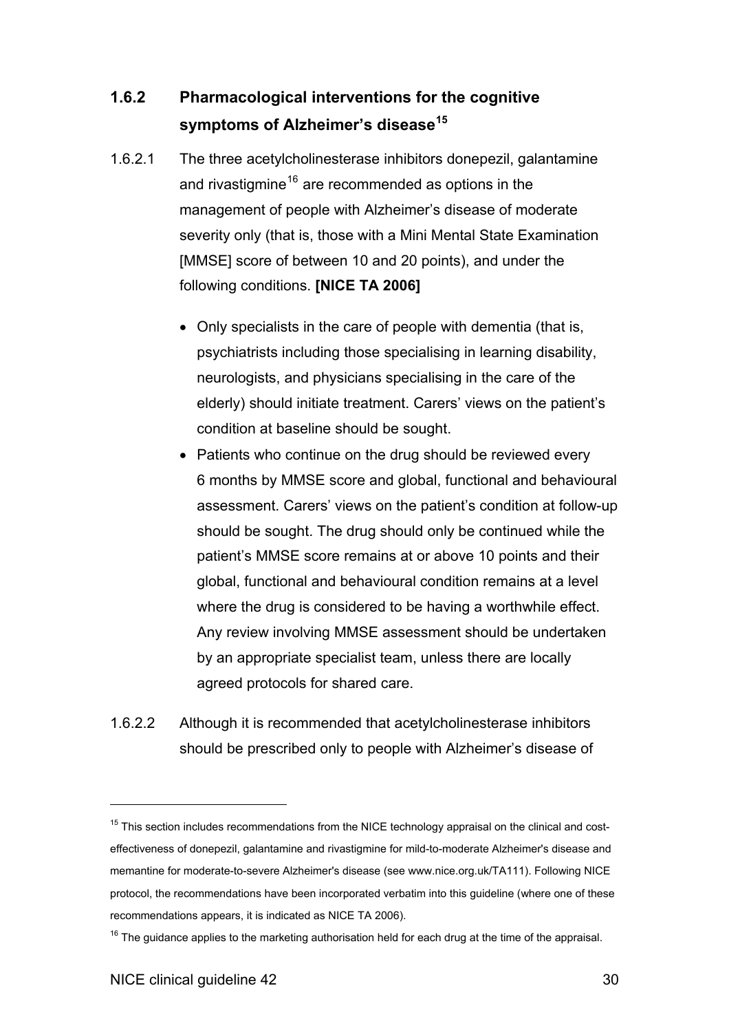### 1.6.2 Pharmacological interventions for the cognitive symptoms of Alzheimer's disease[15]

1.6.2.1 The three acetylcholinesterase inhibitors donepezil, galantamine and rivastigmine[16] are recommended as options in the management of people with Alzheimer's disease of moderate severity only (that is, those with a Mini Mental State Examination [MMSE] score of between 10 and 20 points), and under the following conditions. **[NICE TA 2006]**

- Only specialists in the care of people with dementia (that is, psychiatrists including those specialising in learning disability, neurologists, and physicians specialising in the care of the elderly) should initiate treatment. Carers' views on the patient's condition at baseline should be sought.
- Patients who continue on the drug should be reviewed every 6 months by MMSE score and global, functional and behavioural assessment. Carers' views on the patient's condition at follow-up should be sought. The drug should only be continued while the patient's MMSE score remains at or above 10 points and their global, functional and behavioural condition remains at a level where the drug is considered to be having a worthwhile effect. Any review involving MMSE assessment should be undertaken by an appropriate specialist team, unless there are locally agreed protocols for shared care.

1.6.2.2 Although it is recommended that acetylcholinesterase inhibitors should be prescribed only to people with Alzheimer's disease of

---

[15] This section includes recommendations from the NICE technology appraisal on the clinical and cost-effectiveness of donepezil, galantamine and rivastigmine for mild-to-moderate Alzheimer's disease and memantine for moderate-to-severe Alzheimer's disease (see www.nice.org.uk/TA111). Following NICE protocol, the recommendations have been incorporated verbatim into this guideline (where one of these recommendations appears, it is indicated as NICE TA 2006).

[16] The guidance applies to the marketing authorisation held for each drug at the time of the appraisal.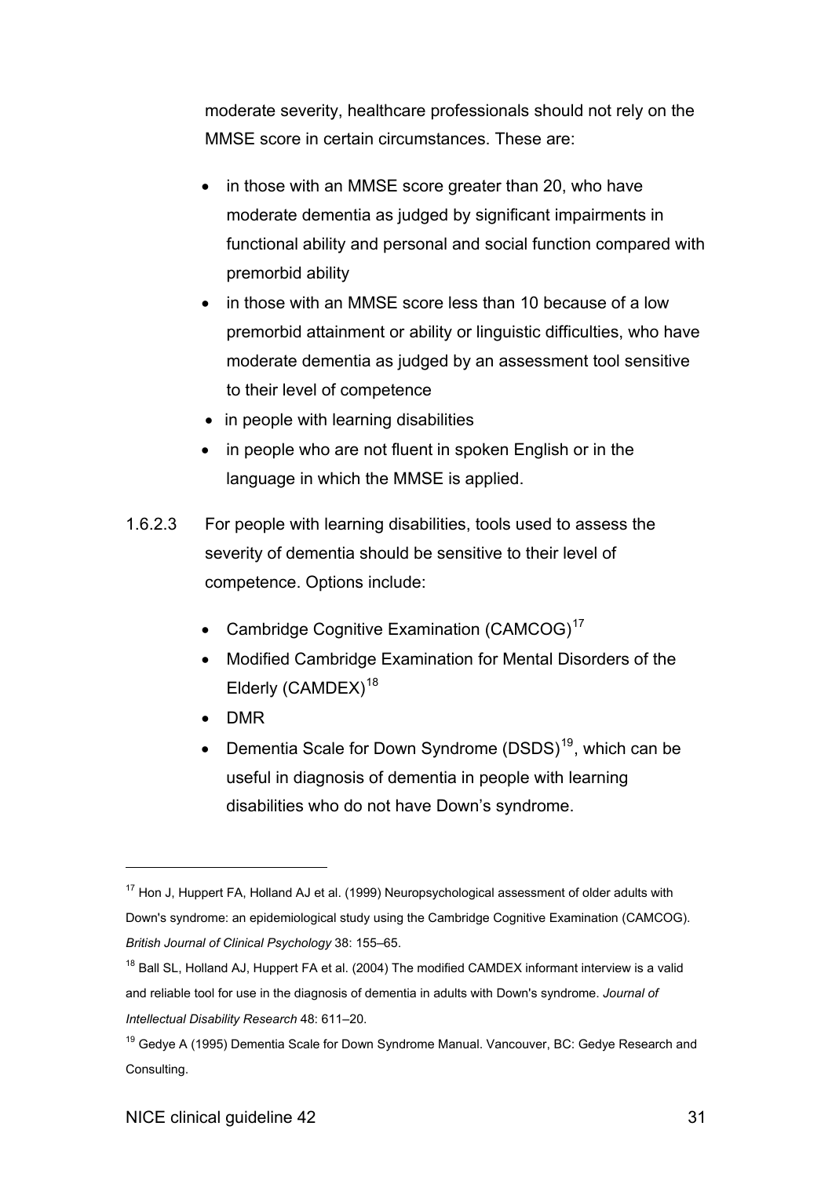moderate severity, healthcare professionals should not rely on the MMSE score in certain circumstances. These are:

- in those with an MMSE score greater than 20, who have moderate dementia as judged by significant impairments in functional ability and personal and social function compared with premorbid ability
- in those with an MMSE score less than 10 because of a low premorbid attainment or ability or linguistic difficulties, who have moderate dementia as judged by an assessment tool sensitive to their level of competence
- in people with learning disabilities
- in people who are not fluent in spoken English or in the language in which the MMSE is applied.

1.6.2.3 For people with learning disabilities, tools used to assess the severity of dementia should be sensitive to their level of competence. Options include:

- Cambridge Cognitive Examination (CAMCOG)[17]
- Modified Cambridge Examination for Mental Disorders of the Elderly (CAMDEX)[18]
- DMR
- Dementia Scale for Down Syndrome (DSDS)[19], which can be useful in diagnosis of dementia in people with learning disabilities who do not have Down's syndrome.

---

[17] Hon J, Huppert FA, Holland AJ et al. (1999) Neuropsychological assessment of older adults with Down's syndrome: an epidemiological study using the Cambridge Cognitive Examination (CAMCOG). *British Journal of Clinical Psychology* 38: 155–65.

[18] Ball SL, Holland AJ, Huppert FA et al. (2004) The modified CAMDEX informant interview is a valid and reliable tool for use in the diagnosis of dementia in adults with Down's syndrome. *Journal of Intellectual Disability Research* 48: 611–20.

[19] Gedye A (1995) Dementia Scale for Down Syndrome Manual. Vancouver, BC: Gedye Research and Consulting.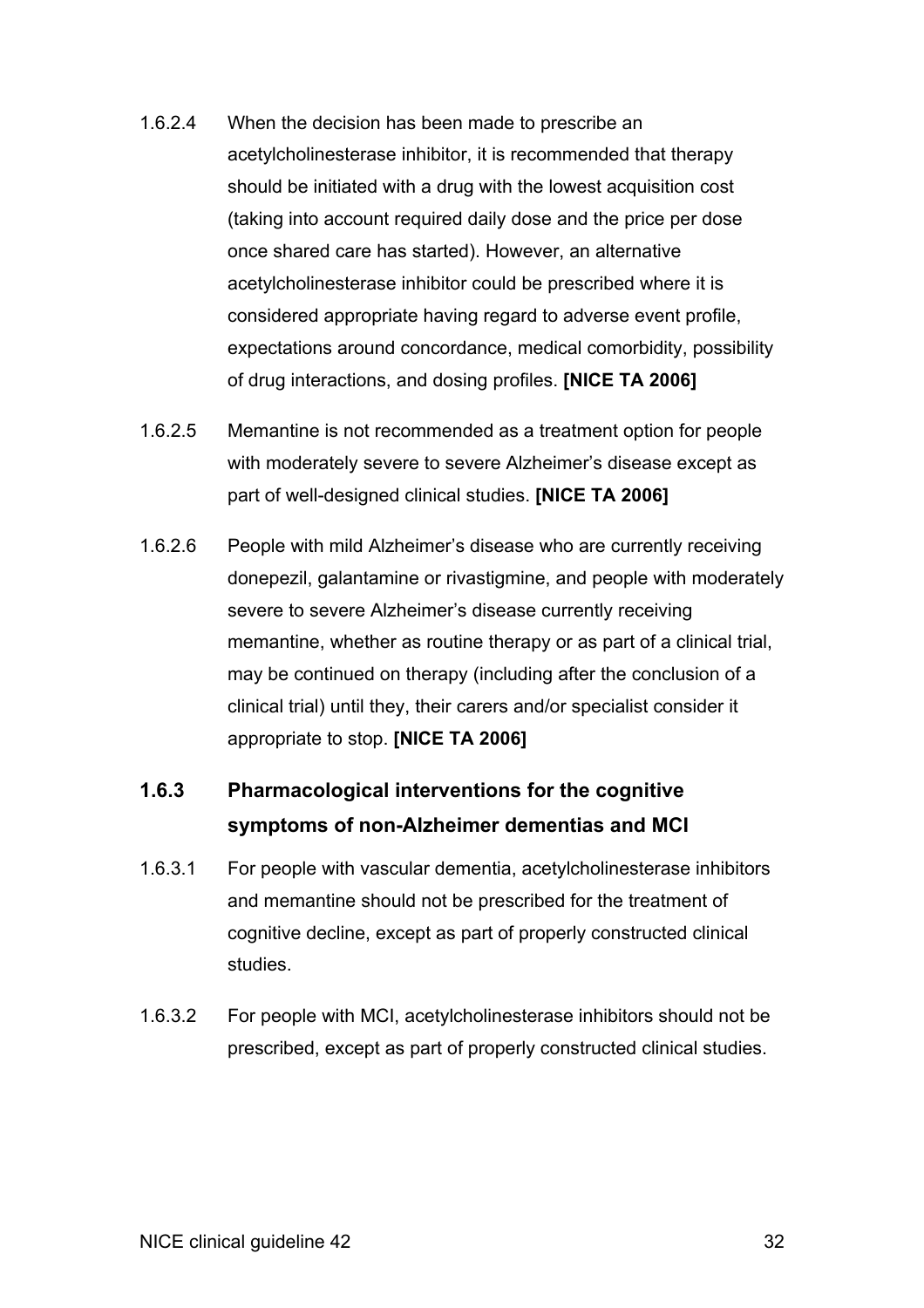1.6.2.4 When the decision has been made to prescribe an acetylcholinesterase inhibitor, it is recommended that therapy should be initiated with a drug with the lowest acquisition cost (taking into account required daily dose and the price per dose once shared care has started). However, an alternative acetylcholinesterase inhibitor could be prescribed where it is considered appropriate having regard to adverse event profile, expectations around concordance, medical comorbidity, possibility of drug interactions, and dosing profiles. **[NICE TA 2006]**

1.6.2.5 Memantine is not recommended as a treatment option for people with moderately severe to severe Alzheimer's disease except as part of well-designed clinical studies. **[NICE TA 2006]**

1.6.2.6 People with mild Alzheimer's disease who are currently receiving donepezil, galantamine or rivastigmine, and people with moderately severe to severe Alzheimer's disease currently receiving memantine, whether as routine therapy or as part of a clinical trial, may be continued on therapy (including after the conclusion of a clinical trial) until they, their carers and/or specialist consider it appropriate to stop. **[NICE TA 2006]**

### 1.6.3 Pharmacological interventions for the cognitive symptoms of non-Alzheimer dementias and MCI

1.6.3.1 For people with vascular dementia, acetylcholinesterase inhibitors and memantine should not be prescribed for the treatment of cognitive decline, except as part of properly constructed clinical studies.

1.6.3.2 For people with MCI, acetylcholinesterase inhibitors should not be prescribed, except as part of properly constructed clinical studies.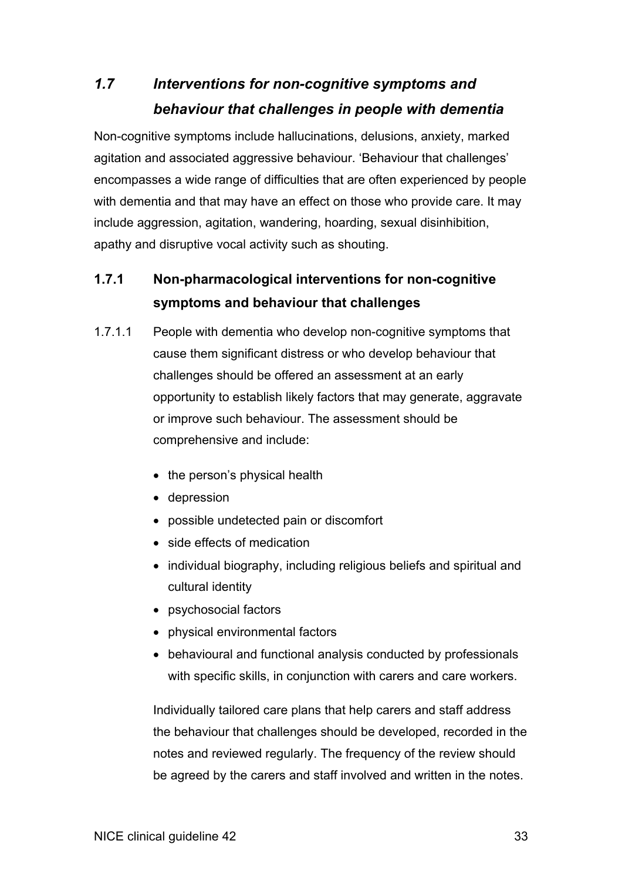## *1.7 Interventions for non-cognitive symptoms and behaviour that challenges in people with dementia*

Non-cognitive symptoms include hallucinations, delusions, anxiety, marked agitation and associated aggressive behaviour. 'Behaviour that challenges' encompasses a wide range of difficulties that are often experienced by people with dementia and that may have an effect on those who provide care. It may include aggression, agitation, wandering, hoarding, sexual disinhibition, apathy and disruptive vocal activity such as shouting.

### 1.7.1 Non-pharmacological interventions for non-cognitive symptoms and behaviour that challenges

1.7.1.1 People with dementia who develop non-cognitive symptoms that cause them significant distress or who develop behaviour that challenges should be offered an assessment at an early opportunity to establish likely factors that may generate, aggravate or improve such behaviour. The assessment should be comprehensive and include:

- the person's physical health
- depression
- possible undetected pain or discomfort
- side effects of medication
- individual biography, including religious beliefs and spiritual and cultural identity
- psychosocial factors
- physical environmental factors
- behavioural and functional analysis conducted by professionals with specific skills, in conjunction with carers and care workers.

Individually tailored care plans that help carers and staff address the behaviour that challenges should be developed, recorded in the notes and reviewed regularly. The frequency of the review should be agreed by the carers and staff involved and written in the notes.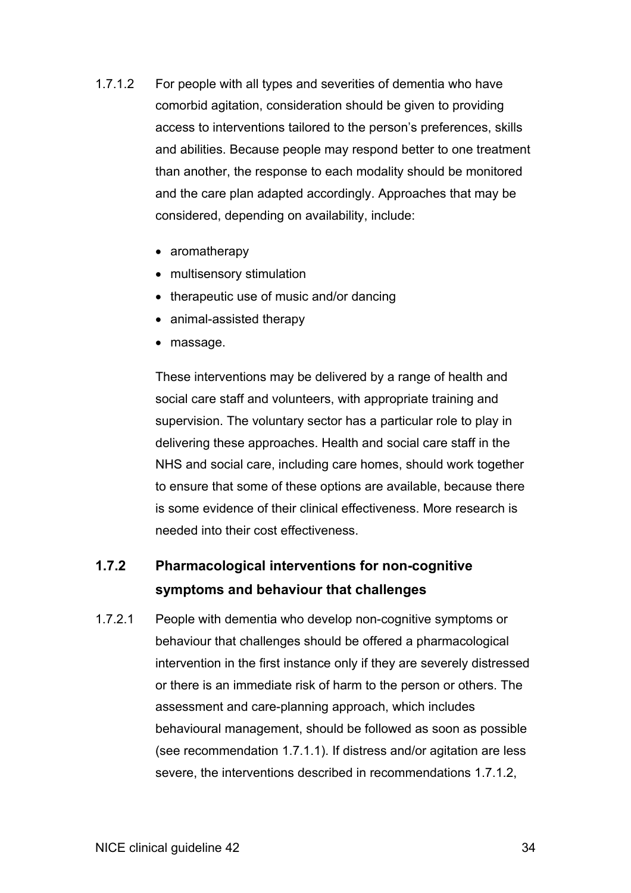1.7.1.2 For people with all types and severities of dementia who have comorbid agitation, consideration should be given to providing access to interventions tailored to the person's preferences, skills and abilities. Because people may respond better to one treatment than another, the response to each modality should be monitored and the care plan adapted accordingly. Approaches that may be considered, depending on availability, include:

- aromatherapy
- multisensory stimulation
- therapeutic use of music and/or dancing
- animal-assisted therapy
- massage.

These interventions may be delivered by a range of health and social care staff and volunteers, with appropriate training and supervision. The voluntary sector has a particular role to play in delivering these approaches. Health and social care staff in the NHS and social care, including care homes, should work together to ensure that some of these options are available, because there is some evidence of their clinical effectiveness. More research is needed into their cost effectiveness.

### 1.7.2 Pharmacological interventions for non-cognitive symptoms and behaviour that challenges

1.7.2.1 People with dementia who develop non-cognitive symptoms or behaviour that challenges should be offered a pharmacological intervention in the first instance only if they are severely distressed or there is an immediate risk of harm to the person or others. The assessment and care-planning approach, which includes behavioural management, should be followed as soon as possible (see recommendation 1.7.1.1). If distress and/or agitation are less severe, the interventions described in recommendations 1.7.1.2,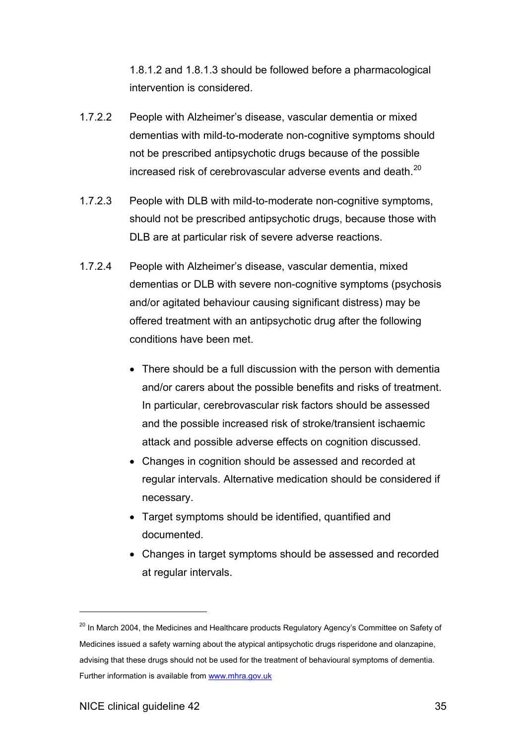1.8.1.2 and 1.8.1.3 should be followed before a pharmacological intervention is considered.

1.7.2.2 People with Alzheimer's disease, vascular dementia or mixed dementias with mild-to-moderate non-cognitive symptoms should not be prescribed antipsychotic drugs because of the possible increased risk of cerebrovascular adverse events and death.[20]

1.7.2.3 People with DLB with mild-to-moderate non-cognitive symptoms, should not be prescribed antipsychotic drugs, because those with DLB are at particular risk of severe adverse reactions.

1.7.2.4 People with Alzheimer's disease, vascular dementia, mixed dementias or DLB with severe non-cognitive symptoms (psychosis and/or agitated behaviour causing significant distress) may be offered treatment with an antipsychotic drug after the following conditions have been met.

- There should be a full discussion with the person with dementia and/or carers about the possible benefits and risks of treatment. In particular, cerebrovascular risk factors should be assessed and the possible increased risk of stroke/transient ischaemic attack and possible adverse effects on cognition discussed.
- Changes in cognition should be assessed and recorded at regular intervals. Alternative medication should be considered if necessary.
- Target symptoms should be identified, quantified and documented.
- Changes in target symptoms should be assessed and recorded at regular intervals.

---

[20] In March 2004, the Medicines and Healthcare products Regulatory Agency's Committee on Safety of Medicines issued a safety warning about the atypical antipsychotic drugs risperidone and olanzapine, advising that these drugs should not be used for the treatment of behavioural symptoms of dementia. Further information is available from www.mhra.gov.uk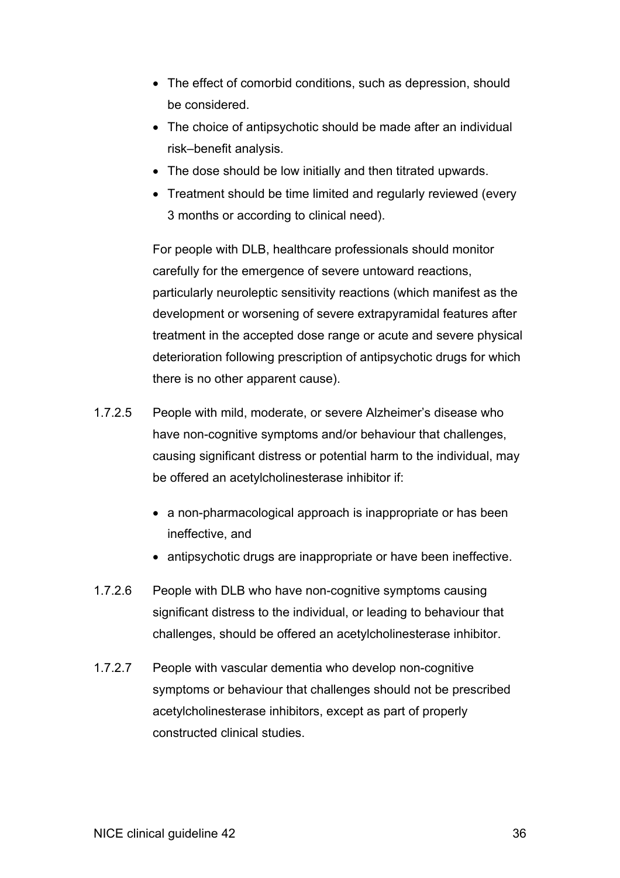- The effect of comorbid conditions, such as depression, should be considered.
- The choice of antipsychotic should be made after an individual risk–benefit analysis.
- The dose should be low initially and then titrated upwards.
- Treatment should be time limited and regularly reviewed (every 3 months or according to clinical need).

For people with DLB, healthcare professionals should monitor carefully for the emergence of severe untoward reactions, particularly neuroleptic sensitivity reactions (which manifest as the development or worsening of severe extrapyramidal features after treatment in the accepted dose range or acute and severe physical deterioration following prescription of antipsychotic drugs for which there is no other apparent cause).

1.7.2.5 People with mild, moderate, or severe Alzheimer's disease who have non-cognitive symptoms and/or behaviour that challenges, causing significant distress or potential harm to the individual, may be offered an acetylcholinesterase inhibitor if:

- a non-pharmacological approach is inappropriate or has been ineffective, and
- antipsychotic drugs are inappropriate or have been ineffective.

1.7.2.6 People with DLB who have non-cognitive symptoms causing significant distress to the individual, or leading to behaviour that challenges, should be offered an acetylcholinesterase inhibitor.

1.7.2.7 People with vascular dementia who develop non-cognitive symptoms or behaviour that challenges should not be prescribed acetylcholinesterase inhibitors, except as part of properly constructed clinical studies.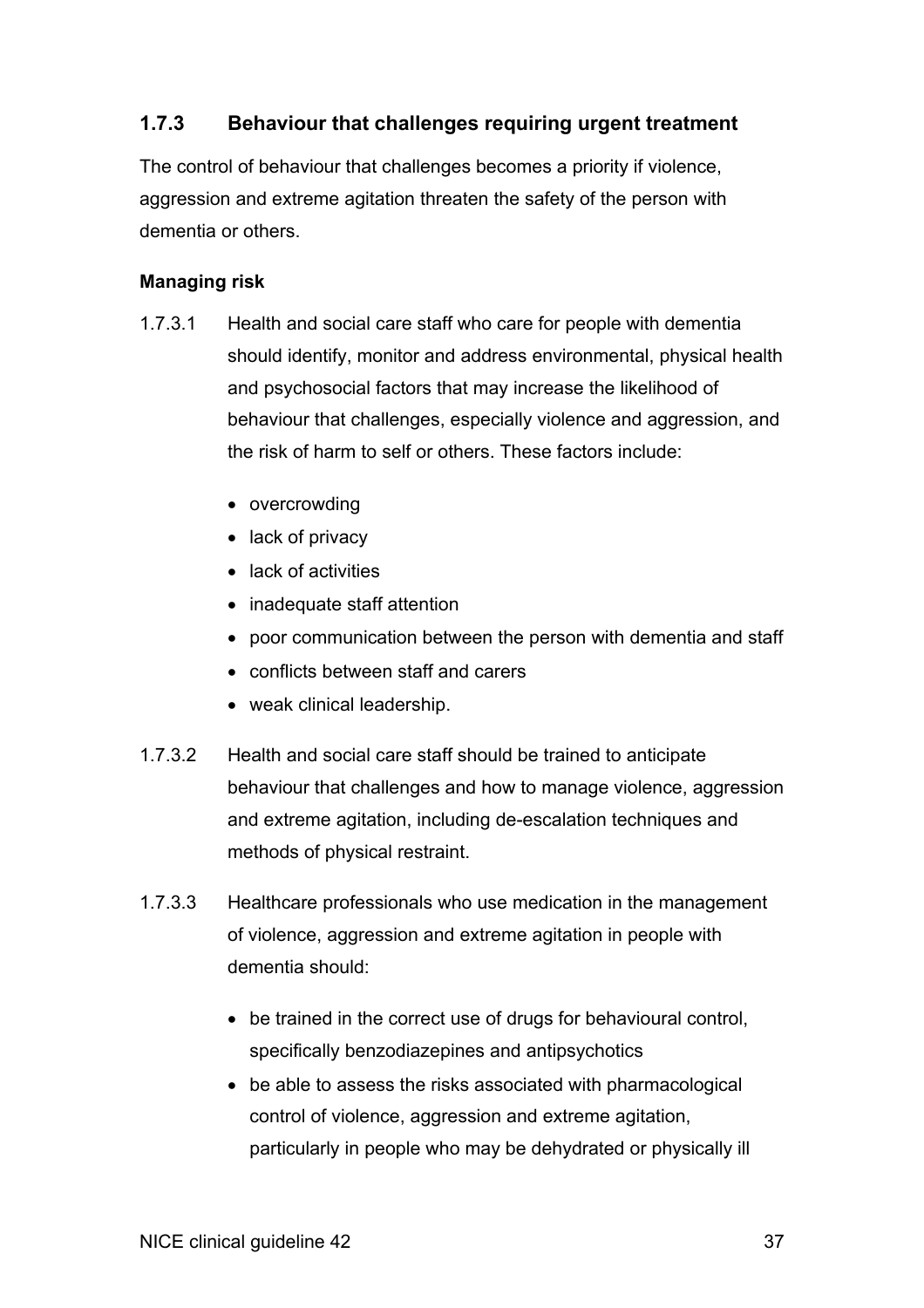### 1.7.3 Behaviour that challenges requiring urgent treatment

The control of behaviour that challenges becomes a priority if violence, aggression and extreme agitation threaten the safety of the person with dementia or others.

**Managing risk**

1.7.3.1 Health and social care staff who care for people with dementia should identify, monitor and address environmental, physical health and psychosocial factors that may increase the likelihood of behaviour that challenges, especially violence and aggression, and the risk of harm to self or others. These factors include:

- overcrowding
- lack of privacy
- lack of activities
- inadequate staff attention
- poor communication between the person with dementia and staff
- conflicts between staff and carers
- weak clinical leadership.

1.7.3.2 Health and social care staff should be trained to anticipate behaviour that challenges and how to manage violence, aggression and extreme agitation, including de-escalation techniques and methods of physical restraint.

1.7.3.3 Healthcare professionals who use medication in the management of violence, aggression and extreme agitation in people with dementia should:

- be trained in the correct use of drugs for behavioural control, specifically benzodiazepines and antipsychotics
- be able to assess the risks associated with pharmacological control of violence, aggression and extreme agitation, particularly in people who may be dehydrated or physically ill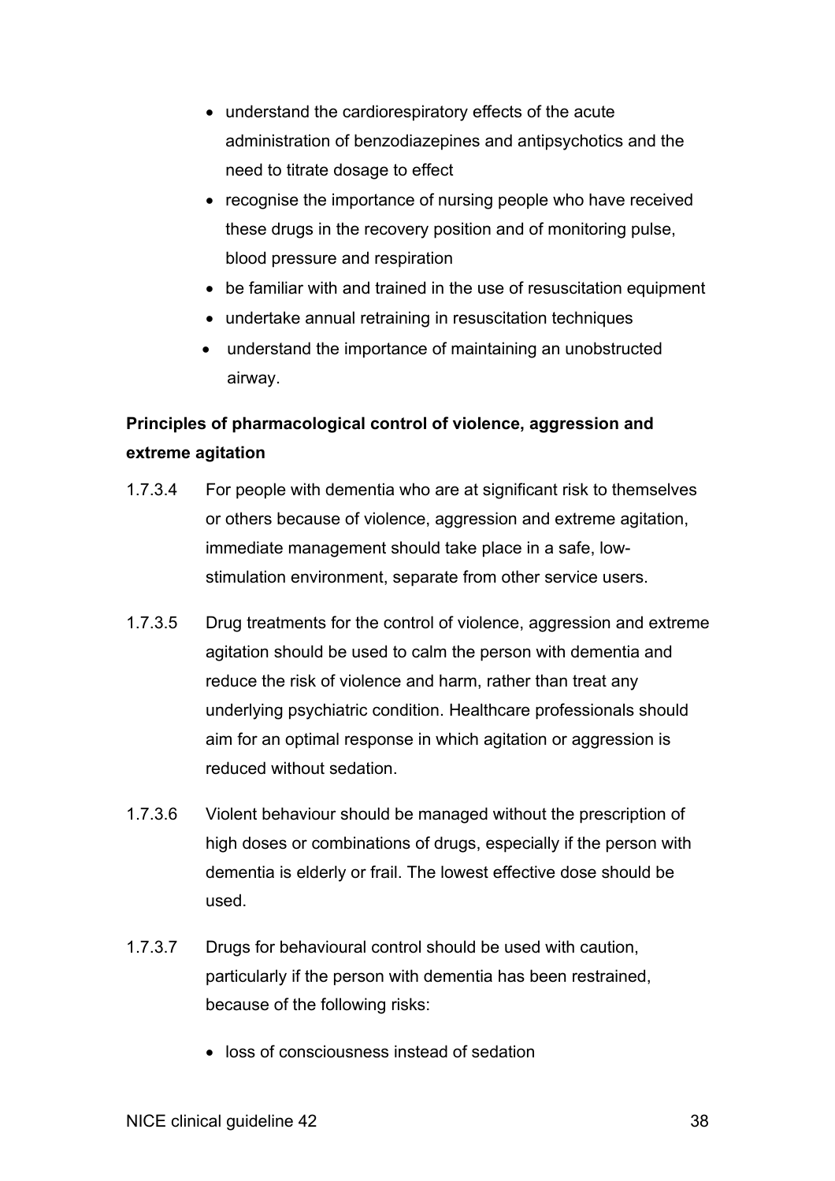- understand the cardiorespiratory effects of the acute administration of benzodiazepines and antipsychotics and the need to titrate dosage to effect
- recognise the importance of nursing people who have received these drugs in the recovery position and of monitoring pulse, blood pressure and respiration
- be familiar with and trained in the use of resuscitation equipment
- undertake annual retraining in resuscitation techniques
- understand the importance of maintaining an unobstructed airway.

**Principles of pharmacological control of violence, aggression and extreme agitation**

1.7.3.4 For people with dementia who are at significant risk to themselves or others because of violence, aggression and extreme agitation, immediate management should take place in a safe, low-stimulation environment, separate from other service users.

1.7.3.5 Drug treatments for the control of violence, aggression and extreme agitation should be used to calm the person with dementia and reduce the risk of violence and harm, rather than treat any underlying psychiatric condition. Healthcare professionals should aim for an optimal response in which agitation or aggression is reduced without sedation.

1.7.3.6 Violent behaviour should be managed without the prescription of high doses or combinations of drugs, especially if the person with dementia is elderly or frail. The lowest effective dose should be used.

1.7.3.7 Drugs for behavioural control should be used with caution, particularly if the person with dementia has been restrained, because of the following risks:

- loss of consciousness instead of sedation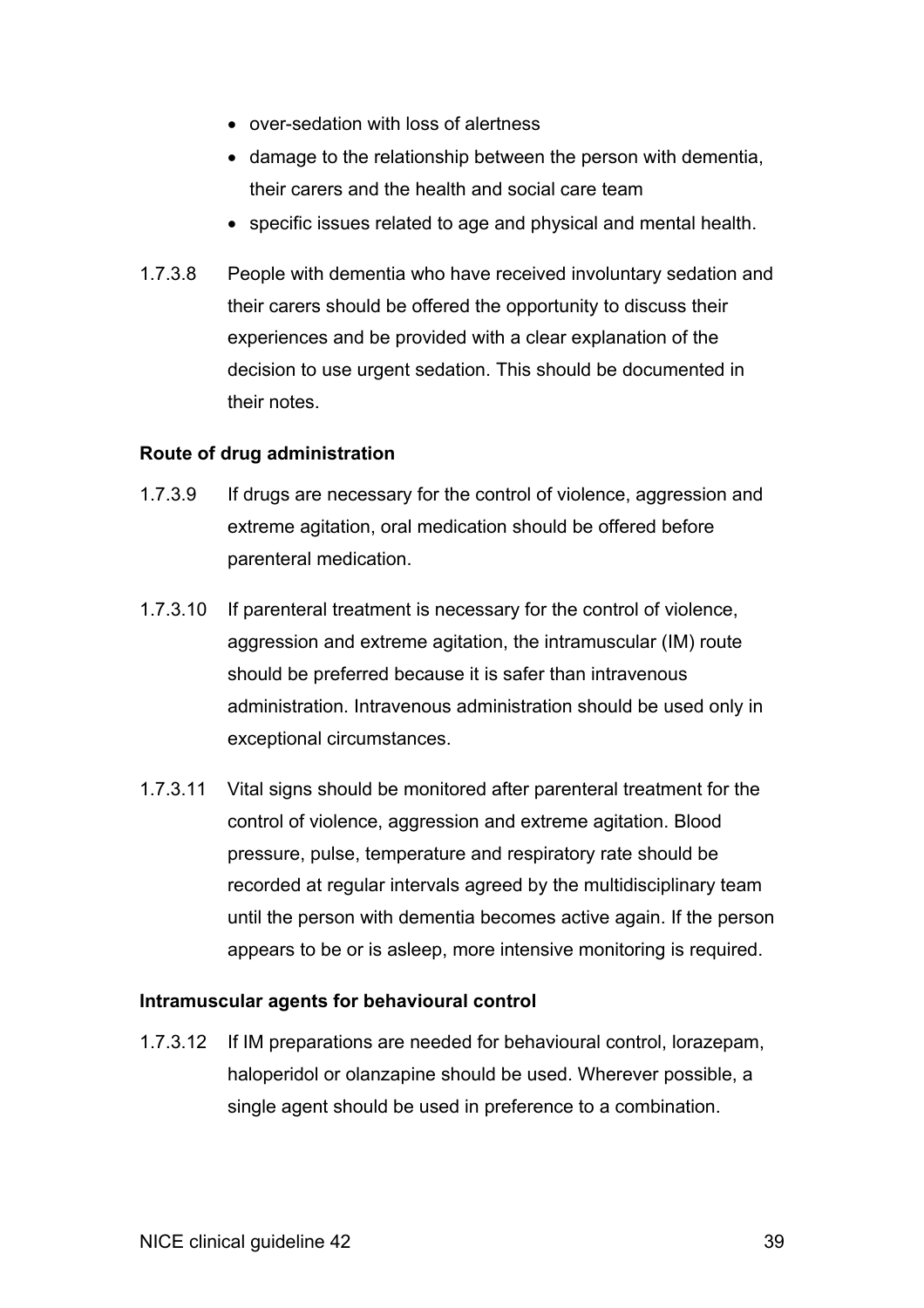- over-sedation with loss of alertness
- damage to the relationship between the person with dementia, their carers and the health and social care team
- specific issues related to age and physical and mental health.

1.7.3.8 People with dementia who have received involuntary sedation and their carers should be offered the opportunity to discuss their experiences and be provided with a clear explanation of the decision to use urgent sedation. This should be documented in their notes.

**Route of drug administration**

1.7.3.9 If drugs are necessary for the control of violence, aggression and extreme agitation, oral medication should be offered before parenteral medication.

1.7.3.10 If parenteral treatment is necessary for the control of violence, aggression and extreme agitation, the intramuscular (IM) route should be preferred because it is safer than intravenous administration. Intravenous administration should be used only in exceptional circumstances.

1.7.3.11 Vital signs should be monitored after parenteral treatment for the control of violence, aggression and extreme agitation. Blood pressure, pulse, temperature and respiratory rate should be recorded at regular intervals agreed by the multidisciplinary team until the person with dementia becomes active again. If the person appears to be or is asleep, more intensive monitoring is required.

**Intramuscular agents for behavioural control**

1.7.3.12 If IM preparations are needed for behavioural control, lorazepam, haloperidol or olanzapine should be used. Wherever possible, a single agent should be used in preference to a combination.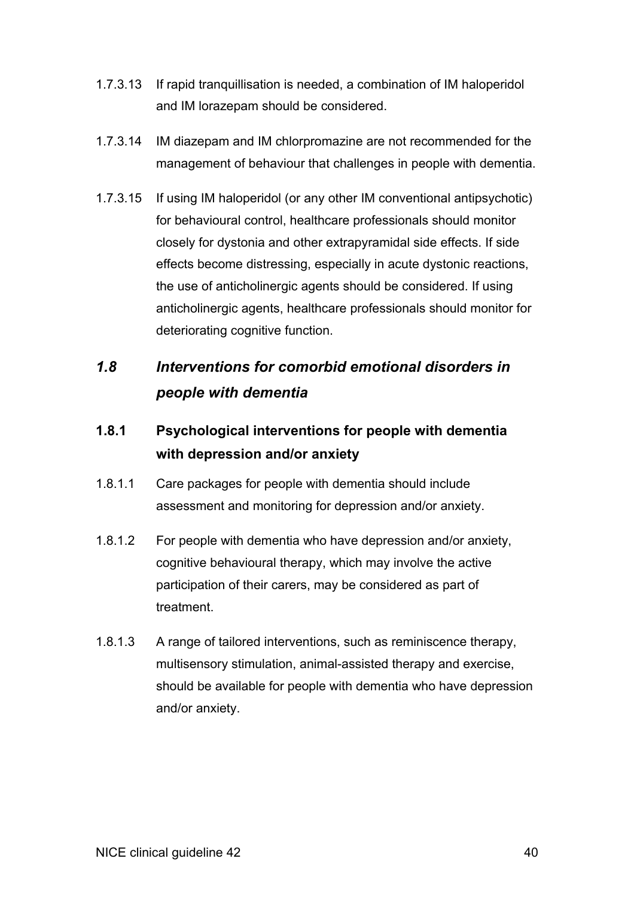1.7.3.13 If rapid tranquillisation is needed, a combination of IM haloperidol and IM lorazepam should be considered.

1.7.3.14 IM diazepam and IM chlorpromazine are not recommended for the management of behaviour that challenges in people with dementia.

1.7.3.15 If using IM haloperidol (or any other IM conventional antipsychotic) for behavioural control, healthcare professionals should monitor closely for dystonia and other extrapyramidal side effects. If side effects become distressing, especially in acute dystonic reactions, the use of anticholinergic agents should be considered. If using anticholinergic agents, healthcare professionals should monitor for deteriorating cognitive function.

## *1.8 Interventions for comorbid emotional disorders in people with dementia*

### 1.8.1 Psychological interventions for people with dementia with depression and/or anxiety

1.8.1.1 Care packages for people with dementia should include assessment and monitoring for depression and/or anxiety.

1.8.1.2 For people with dementia who have depression and/or anxiety, cognitive behavioural therapy, which may involve the active participation of their carers, may be considered as part of treatment.

1.8.1.3 A range of tailored interventions, such as reminiscence therapy, multisensory stimulation, animal-assisted therapy and exercise, should be available for people with dementia who have depression and/or anxiety.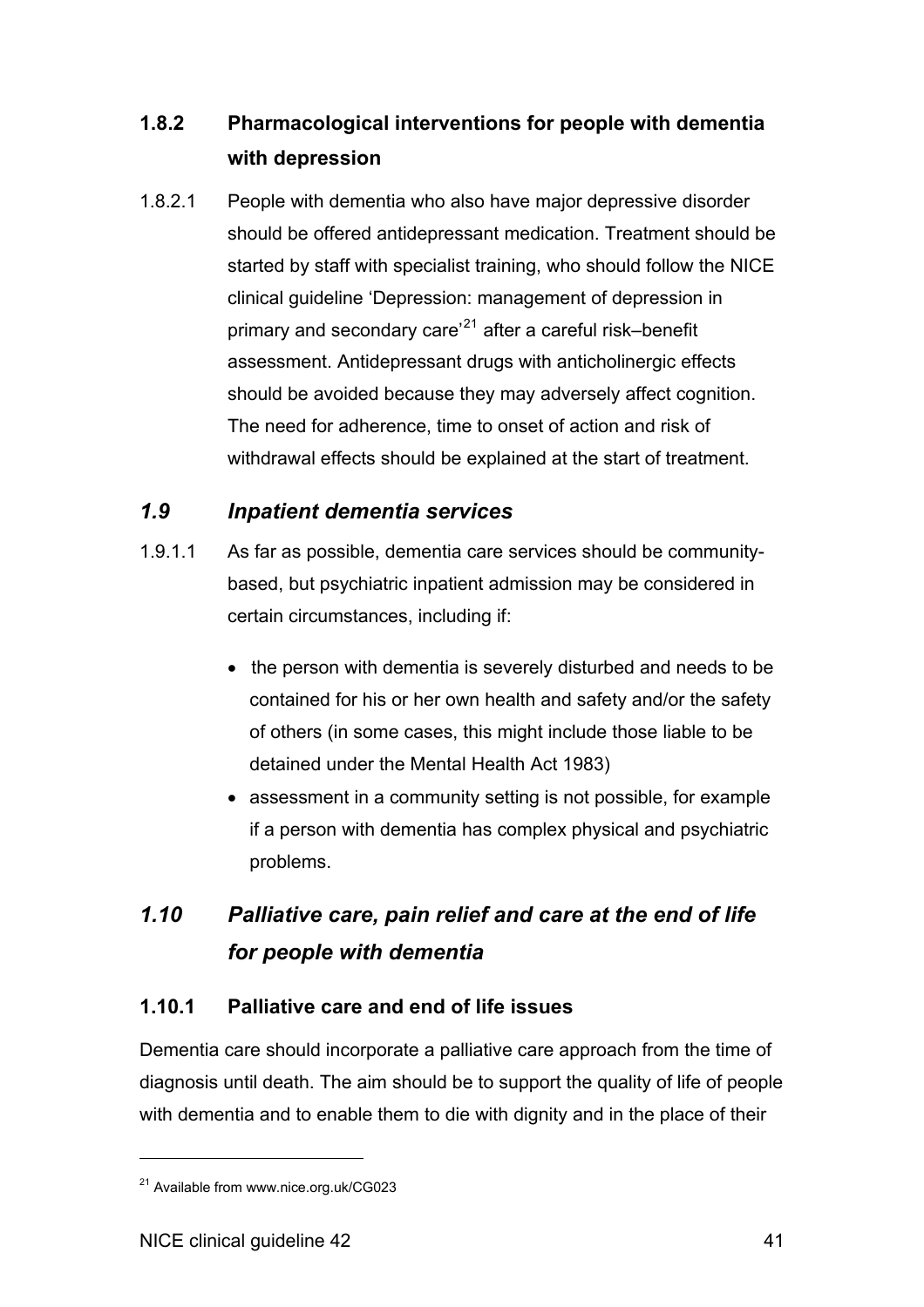### 1.8.2 Pharmacological interventions for people with dementia with depression

1.8.2.1 People with dementia who also have major depressive disorder should be offered antidepressant medication. Treatment should be started by staff with specialist training, who should follow the NICE clinical guideline 'Depression: management of depression in primary and secondary care'[21] after a careful risk–benefit assessment. Antidepressant drugs with anticholinergic effects should be avoided because they may adversely affect cognition. The need for adherence, time to onset of action and risk of withdrawal effects should be explained at the start of treatment.

## *1.9 Inpatient dementia services*

1.9.1.1 As far as possible, dementia care services should be community-based, but psychiatric inpatient admission may be considered in certain circumstances, including if:

- the person with dementia is severely disturbed and needs to be contained for his or her own health and safety and/or the safety of others (in some cases, this might include those liable to be detained under the Mental Health Act 1983)
- assessment in a community setting is not possible, for example if a person with dementia has complex physical and psychiatric problems.

## *1.10 Palliative care, pain relief and care at the end of life for people with dementia*

### 1.10.1 Palliative care and end of life issues

Dementia care should incorporate a palliative care approach from the time of diagnosis until death. The aim should be to support the quality of life of people with dementia and to enable them to die with dignity and in the place of their

[21] Available from www.nice.org.uk/CG023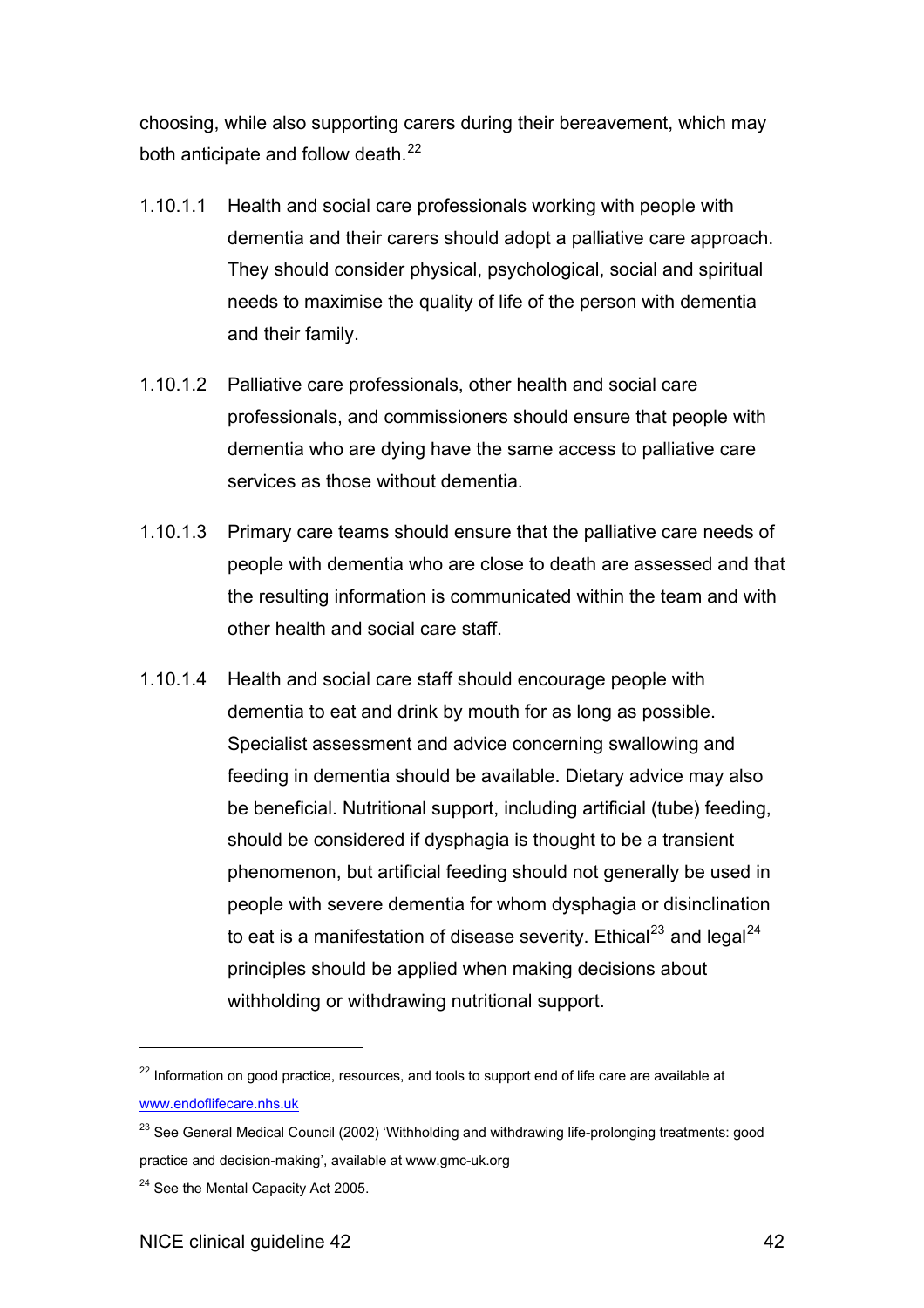choosing, while also supporting carers during their bereavement, which may both anticipate and follow death.[22]

1.10.1.1 Health and social care professionals working with people with dementia and their carers should adopt a palliative care approach. They should consider physical, psychological, social and spiritual needs to maximise the quality of life of the person with dementia and their family.

1.10.1.2 Palliative care professionals, other health and social care professionals, and commissioners should ensure that people with dementia who are dying have the same access to palliative care services as those without dementia.

1.10.1.3 Primary care teams should ensure that the palliative care needs of people with dementia who are close to death are assessed and that the resulting information is communicated within the team and with other health and social care staff.

1.10.1.4 Health and social care staff should encourage people with dementia to eat and drink by mouth for as long as possible. Specialist assessment and advice concerning swallowing and feeding in dementia should be available. Dietary advice may also be beneficial. Nutritional support, including artificial (tube) feeding, should be considered if dysphagia is thought to be a transient phenomenon, but artificial feeding should not generally be used in people with severe dementia for whom dysphagia or disinclination to eat is a manifestation of disease severity. Ethical[23] and legal[24] principles should be applied when making decisions about withholding or withdrawing nutritional support.

---

[22] Information on good practice, resources, and tools to support end of life care are available at www.endoflifecare.nhs.uk

[23] See General Medical Council (2002) 'Withholding and withdrawing life-prolonging treatments: good practice and decision-making', available at www.gmc-uk.org

[24] See the Mental Capacity Act 2005.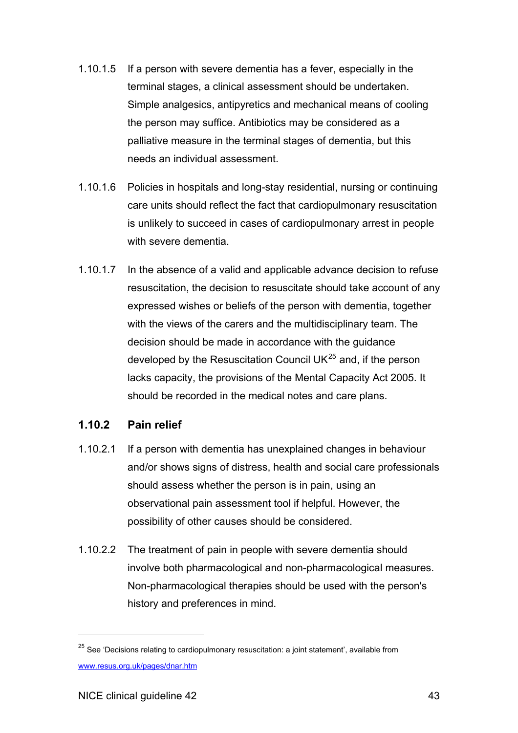1.10.1.5 If a person with severe dementia has a fever, especially in the terminal stages, a clinical assessment should be undertaken. Simple analgesics, antipyretics and mechanical means of cooling the person may suffice. Antibiotics may be considered as a palliative measure in the terminal stages of dementia, but this needs an individual assessment.

1.10.1.6 Policies in hospitals and long-stay residential, nursing or continuing care units should reflect the fact that cardiopulmonary resuscitation is unlikely to succeed in cases of cardiopulmonary arrest in people with severe dementia.

1.10.1.7 In the absence of a valid and applicable advance decision to refuse resuscitation, the decision to resuscitate should take account of any expressed wishes or beliefs of the person with dementia, together with the views of the carers and the multidisciplinary team. The decision should be made in accordance with the guidance developed by the Resuscitation Council UK[25] and, if the person lacks capacity, the provisions of the Mental Capacity Act 2005. It should be recorded in the medical notes and care plans.

### 1.10.2 Pain relief

1.10.2.1 If a person with dementia has unexplained changes in behaviour and/or shows signs of distress, health and social care professionals should assess whether the person is in pain, using an observational pain assessment tool if helpful. However, the possibility of other causes should be considered.

1.10.2.2 The treatment of pain in people with severe dementia should involve both pharmacological and non-pharmacological measures. Non-pharmacological therapies should be used with the person's history and preferences in mind.

---

[25] See 'Decisions relating to cardiopulmonary resuscitation: a joint statement', available from www.resus.org.uk/pages/dnar.htm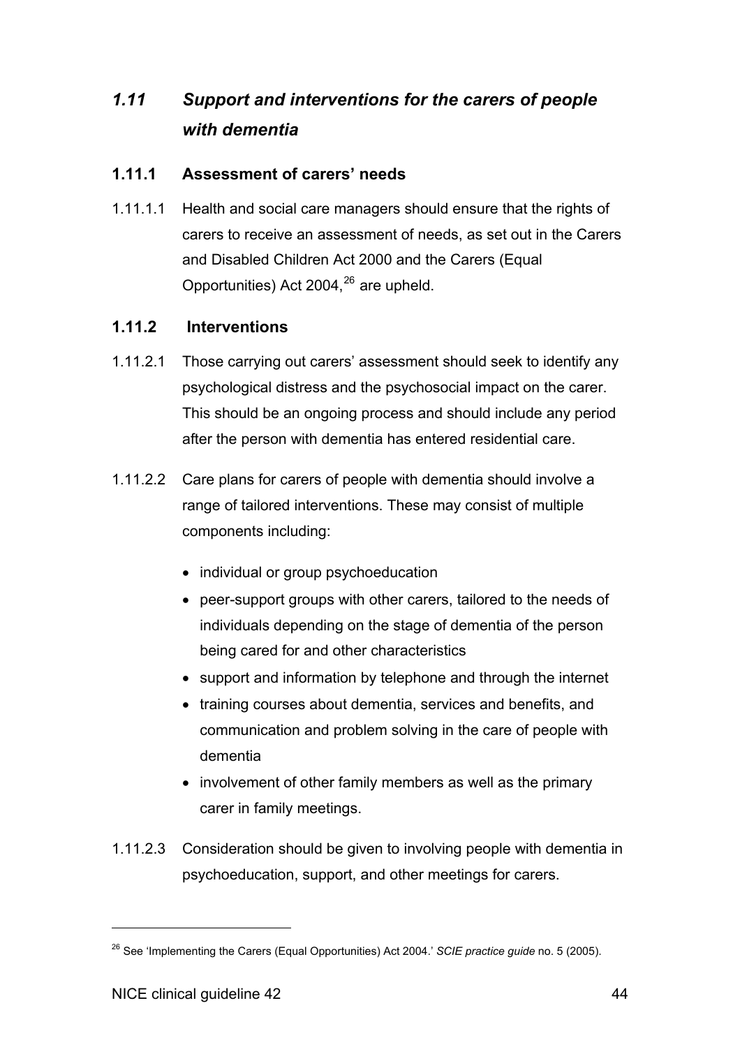## *1.11 Support and interventions for the carers of people with dementia*

### 1.11.1 Assessment of carers' needs

1.11.1.1 Health and social care managers should ensure that the rights of carers to receive an assessment of needs, as set out in the Carers and Disabled Children Act 2000 and the Carers (Equal Opportunities) Act 2004,[26] are upheld.

### 1.11.2 Interventions

1.11.2.1 Those carrying out carers' assessment should seek to identify any psychological distress and the psychosocial impact on the carer. This should be an ongoing process and should include any period after the person with dementia has entered residential care.

1.11.2.2 Care plans for carers of people with dementia should involve a range of tailored interventions. These may consist of multiple components including:

- individual or group psychoeducation
- peer-support groups with other carers, tailored to the needs of individuals depending on the stage of dementia of the person being cared for and other characteristics
- support and information by telephone and through the internet
- training courses about dementia, services and benefits, and communication and problem solving in the care of people with dementia
- involvement of other family members as well as the primary carer in family meetings.

1.11.2.3 Consideration should be given to involving people with dementia in psychoeducation, support, and other meetings for carers.

---

[26] See 'Implementing the Carers (Equal Opportunities) Act 2004.' *SCIE practice guide* no. 5 (2005).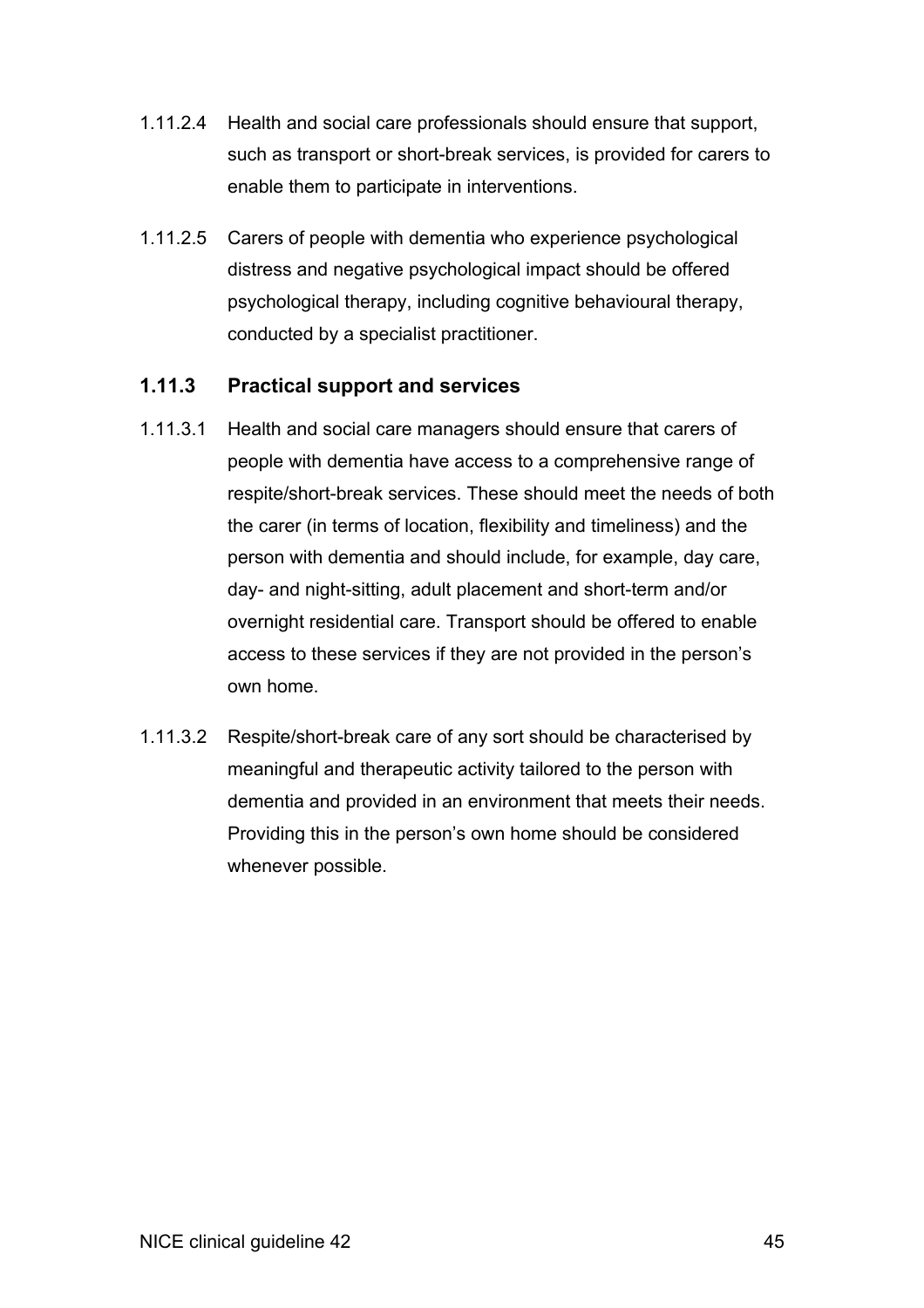1.11.2.4 Health and social care professionals should ensure that support, such as transport or short-break services, is provided for carers to enable them to participate in interventions.

1.11.2.5 Carers of people with dementia who experience psychological distress and negative psychological impact should be offered psychological therapy, including cognitive behavioural therapy, conducted by a specialist practitioner.

### 1.11.3 Practical support and services

1.11.3.1 Health and social care managers should ensure that carers of people with dementia have access to a comprehensive range of respite/short-break services. These should meet the needs of both the carer (in terms of location, flexibility and timeliness) and the person with dementia and should include, for example, day care, day- and night-sitting, adult placement and short-term and/or overnight residential care. Transport should be offered to enable access to these services if they are not provided in the person's own home.

1.11.3.2 Respite/short-break care of any sort should be characterised by meaningful and therapeutic activity tailored to the person with dementia and provided in an environment that meets their needs. Providing this in the person's own home should be considered whenever possible.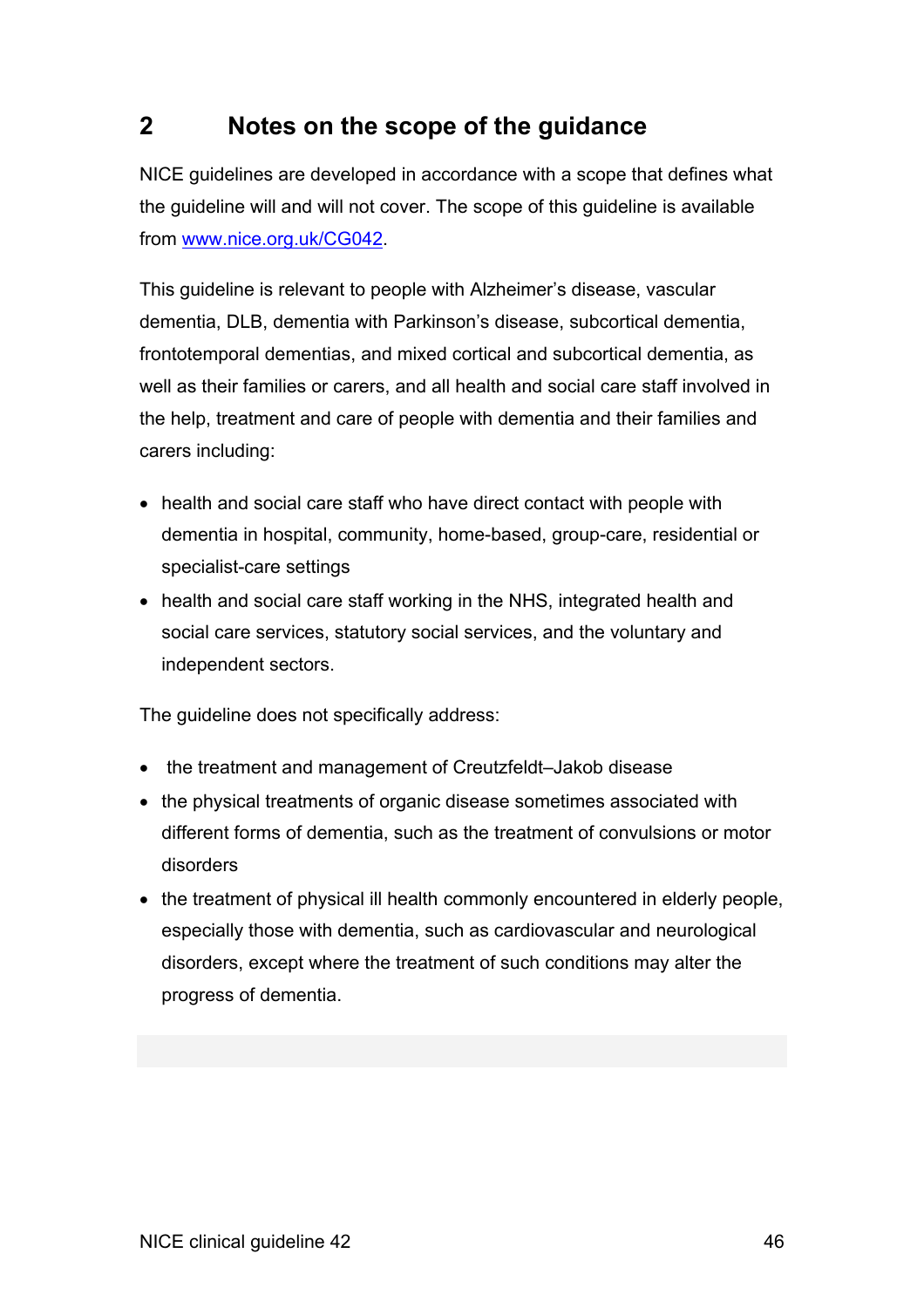## 2 Notes on the scope of the guidance

NICE guidelines are developed in accordance with a scope that defines what the guideline will and will not cover. The scope of this guideline is available from www.nice.org.uk/CG042.

This guideline is relevant to people with Alzheimer's disease, vascular dementia, DLB, dementia with Parkinson's disease, subcortical dementia, frontotemporal dementias, and mixed cortical and subcortical dementia, as well as their families or carers, and all health and social care staff involved in the help, treatment and care of people with dementia and their families and carers including:

- health and social care staff who have direct contact with people with dementia in hospital, community, home-based, group-care, residential or specialist-care settings
- health and social care staff working in the NHS, integrated health and social care services, statutory social services, and the voluntary and independent sectors.

The guideline does not specifically address:

- the treatment and management of Creutzfeldt–Jakob disease
- the physical treatments of organic disease sometimes associated with different forms of dementia, such as the treatment of convulsions or motor disorders
- the treatment of physical ill health commonly encountered in elderly people, especially those with dementia, such as cardiovascular and neurological disorders, except where the treatment of such conditions may alter the progress of dementia.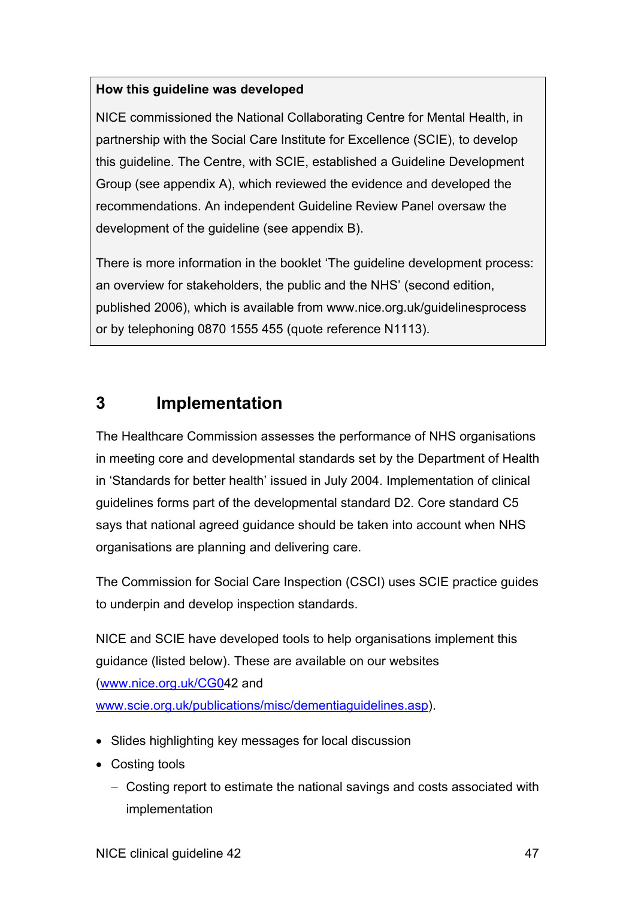**How this guideline was developed**

NICE commissioned the National Collaborating Centre for Mental Health, in partnership with the Social Care Institute for Excellence (SCIE), to develop this guideline. The Centre, with SCIE, established a Guideline Development Group (see appendix A), which reviewed the evidence and developed the recommendations. An independent Guideline Review Panel oversaw the development of the guideline (see appendix B).

There is more information in the booklet 'The guideline development process: an overview for stakeholders, the public and the NHS' (second edition, published 2006), which is available from www.nice.org.uk/guidelinesprocess or by telephoning 0870 1555 455 (quote reference N1113).

# 3 Implementation

The Healthcare Commission assesses the performance of NHS organisations in meeting core and developmental standards set by the Department of Health in 'Standards for better health' issued in July 2004. Implementation of clinical guidelines forms part of the developmental standard D2. Core standard C5 says that national agreed guidance should be taken into account when NHS organisations are planning and delivering care.

The Commission for Social Care Inspection (CSCI) uses SCIE practice guides to underpin and develop inspection standards.

NICE and SCIE have developed tools to help organisations implement this guidance (listed below). These are available on our websites (www.nice.org.uk/CG042 and www.scie.org.uk/publications/misc/dementiaguidelines.asp).

- Slides highlighting key messages for local discussion
- Costing tools
  - Costing report to estimate the national savings and costs associated with implementation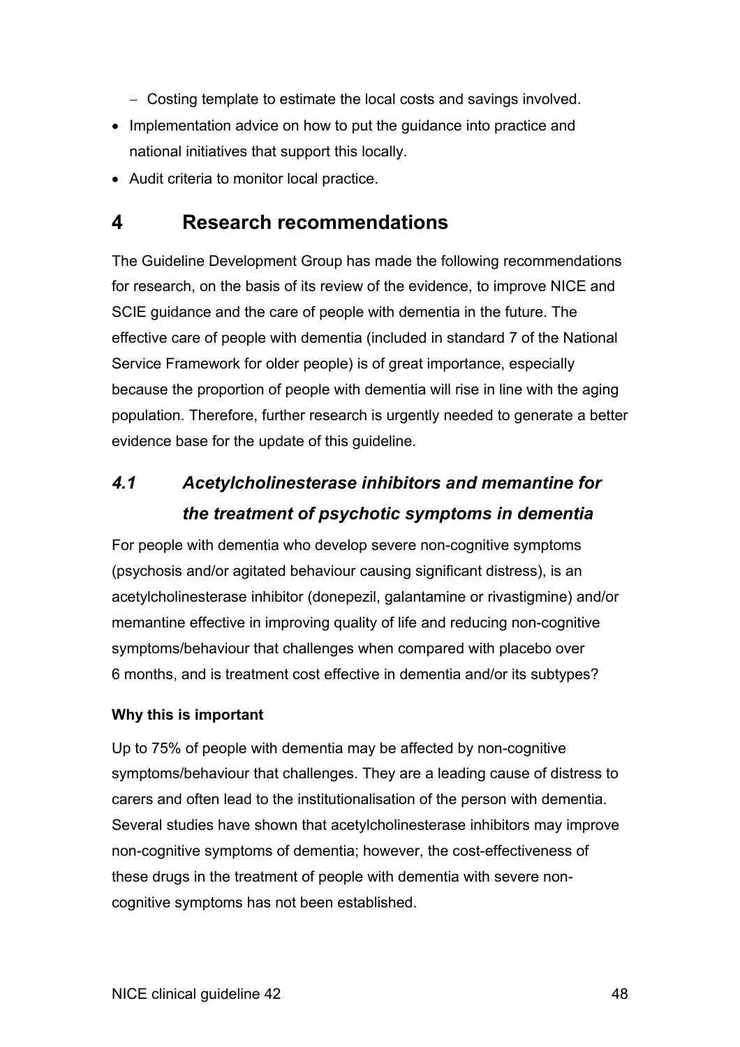- Costing template to estimate the local costs and savings involved.
- Implementation advice on how to put the guidance into practice and national initiatives that support this locally.
- Audit criteria to monitor local practice.

# 4 Research recommendations

The Guideline Development Group has made the following recommendations for research, on the basis of its review of the evidence, to improve NICE and SCIE guidance and the care of people with dementia in the future. The effective care of people with dementia (included in standard 7 of the National Service Framework for older people) is of great importance, especially because the proportion of people with dementia will rise in line with the aging population. Therefore, further research is urgently needed to generate a better evidence base for the update of this guideline.

## *4.1 Acetylcholinesterase inhibitors and memantine for the treatment of psychotic symptoms in dementia*

For people with dementia who develop severe non-cognitive symptoms (psychosis and/or agitated behaviour causing significant distress), is an acetylcholinesterase inhibitor (donepezil, galantamine or rivastigmine) and/or memantine effective in improving quality of life and reducing non-cognitive symptoms/behaviour that challenges when compared with placebo over 6 months, and is treatment cost effective in dementia and/or its subtypes?

**Why this is important**

Up to 75% of people with dementia may be affected by non-cognitive symptoms/behaviour that challenges. They are a leading cause of distress to carers and often lead to the institutionalisation of the person with dementia. Several studies have shown that acetylcholinesterase inhibitors may improve non-cognitive symptoms of dementia; however, the cost-effectiveness of these drugs in the treatment of people with dementia with severe non-cognitive symptoms has not been established.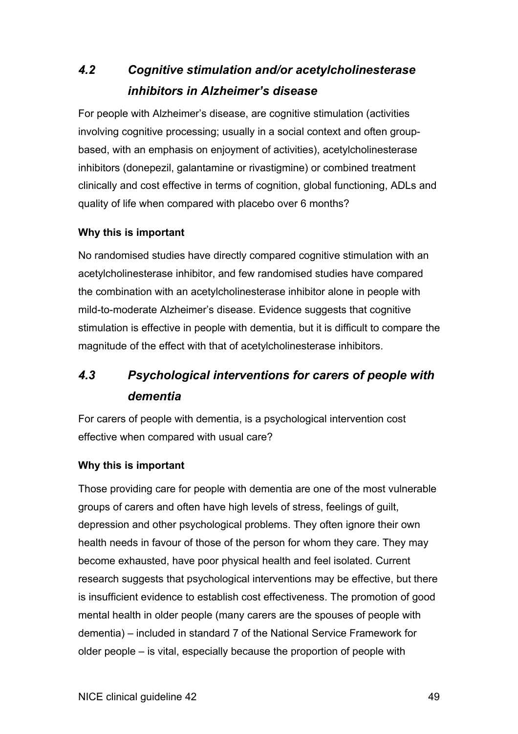## *4.2 Cognitive stimulation and/or acetylcholinesterase inhibitors in Alzheimer's disease*

For people with Alzheimer's disease, are cognitive stimulation (activities involving cognitive processing; usually in a social context and often group-based, with an emphasis on enjoyment of activities), acetylcholinesterase inhibitors (donepezil, galantamine or rivastigmine) or combined treatment clinically and cost effective in terms of cognition, global functioning, ADLs and quality of life when compared with placebo over 6 months?

**Why this is important**

No randomised studies have directly compared cognitive stimulation with an acetylcholinesterase inhibitor, and few randomised studies have compared the combination with an acetylcholinesterase inhibitor alone in people with mild-to-moderate Alzheimer's disease. Evidence suggests that cognitive stimulation is effective in people with dementia, but it is difficult to compare the magnitude of the effect with that of acetylcholinesterase inhibitors.

## *4.3 Psychological interventions for carers of people with dementia*

For carers of people with dementia, is a psychological intervention cost effective when compared with usual care?

**Why this is important**

Those providing care for people with dementia are one of the most vulnerable groups of carers and often have high levels of stress, feelings of guilt, depression and other psychological problems. They often ignore their own health needs in favour of those of the person for whom they care. They may become exhausted, have poor physical health and feel isolated. Current research suggests that psychological interventions may be effective, but there is insufficient evidence to establish cost effectiveness. The promotion of good mental health in older people (many carers are the spouses of people with dementia) – included in standard 7 of the National Service Framework for older people – is vital, especially because the proportion of people with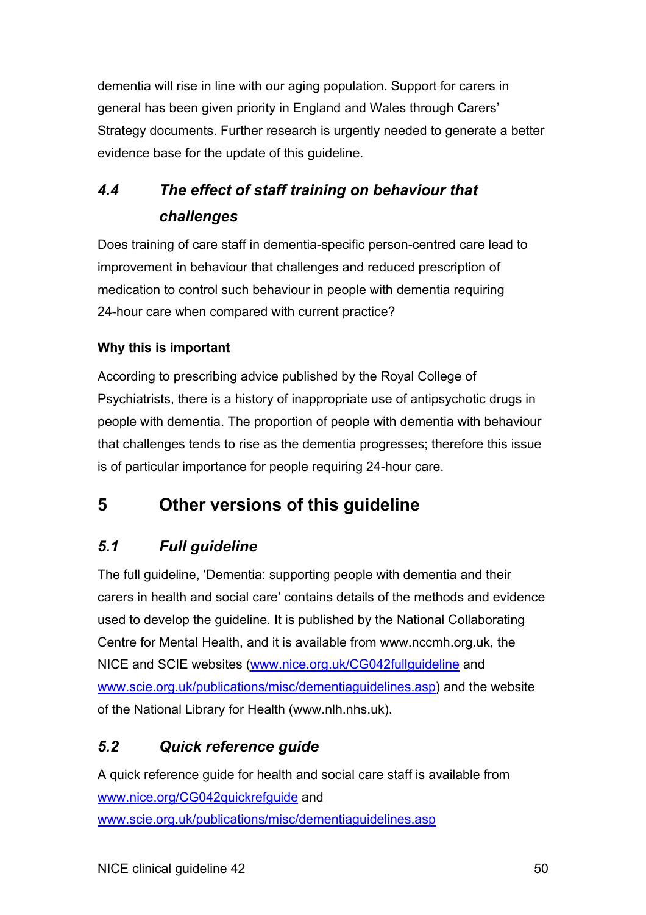dementia will rise in line with our aging population. Support for carers in general has been given priority in England and Wales through Carers' Strategy documents. Further research is urgently needed to generate a better evidence base for the update of this guideline.

### *4.4 The effect of staff training on behaviour that challenges*

Does training of care staff in dementia-specific person-centred care lead to improvement in behaviour that challenges and reduced prescription of medication to control such behaviour in people with dementia requiring 24-hour care when compared with current practice?

**Why this is important**

According to prescribing advice published by the Royal College of Psychiatrists, there is a history of inappropriate use of antipsychotic drugs in people with dementia. The proportion of people with dementia with behaviour that challenges tends to rise as the dementia progresses; therefore this issue is of particular importance for people requiring 24-hour care.

## 5 Other versions of this guideline

### *5.1 Full guideline*

The full guideline, 'Dementia: supporting people with dementia and their carers in health and social care' contains details of the methods and evidence used to develop the guideline. It is published by the National Collaborating Centre for Mental Health, and it is available from www.nccmh.org.uk, the NICE and SCIE websites (www.nice.org.uk/CG042fullguideline and www.scie.org.uk/publications/misc/dementiaguidelines.asp) and the website of the National Library for Health (www.nlh.nhs.uk).

### *5.2 Quick reference guide*

A quick reference guide for health and social care staff is available from www.nice.org/CG042quickrefguide and www.scie.org.uk/publications/misc/dementiaguidelines.asp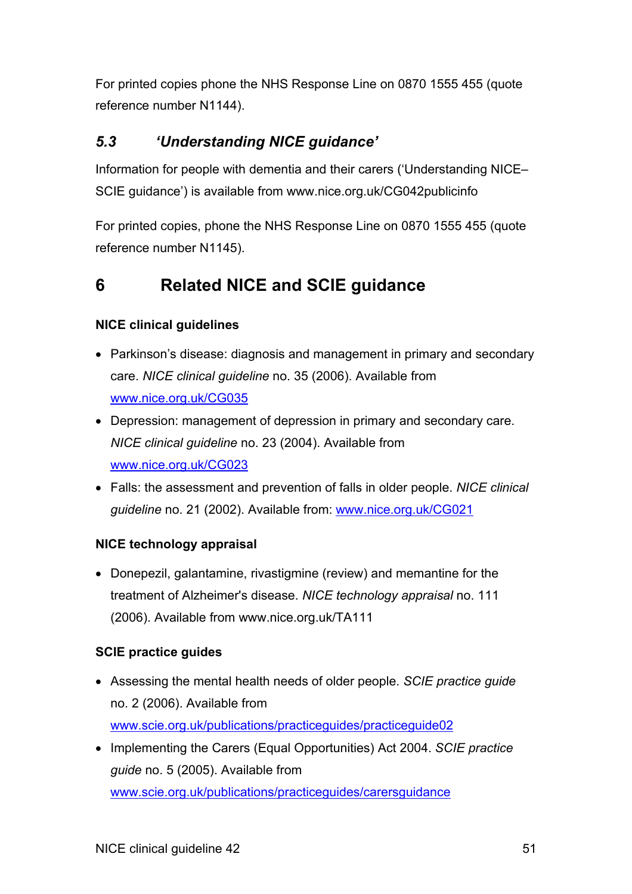For printed copies phone the NHS Response Line on 0870 1555 455 (quote reference number N1144).

### *5.3 'Understanding NICE guidance'*

Information for people with dementia and their carers ('Understanding NICE–SCIE guidance') is available from www.nice.org.uk/CG042publicinfo

For printed copies, phone the NHS Response Line on 0870 1555 455 (quote reference number N1145).

## 6 Related NICE and SCIE guidance

**NICE clinical guidelines**

- Parkinson's disease: diagnosis and management in primary and secondary care. *NICE clinical guideline* no. 35 (2006). Available from www.nice.org.uk/CG035
- Depression: management of depression in primary and secondary care. *NICE clinical guideline* no. 23 (2004). Available from www.nice.org.uk/CG023
- Falls: the assessment and prevention of falls in older people. *NICE clinical guideline* no. 21 (2002). Available from: www.nice.org.uk/CG021

**NICE technology appraisal**

- Donepezil, galantamine, rivastigmine (review) and memantine for the treatment of Alzheimer's disease. *NICE technology appraisal* no. 111 (2006). Available from www.nice.org.uk/TA111

**SCIE practice guides**

- Assessing the mental health needs of older people. *SCIE practice guide* no. 2 (2006). Available from www.scie.org.uk/publications/practiceguides/practiceguide02
- Implementing the Carers (Equal Opportunities) Act 2004. *SCIE practice guide* no. 5 (2005). Available from www.scie.org.uk/publications/practiceguides/carersguidance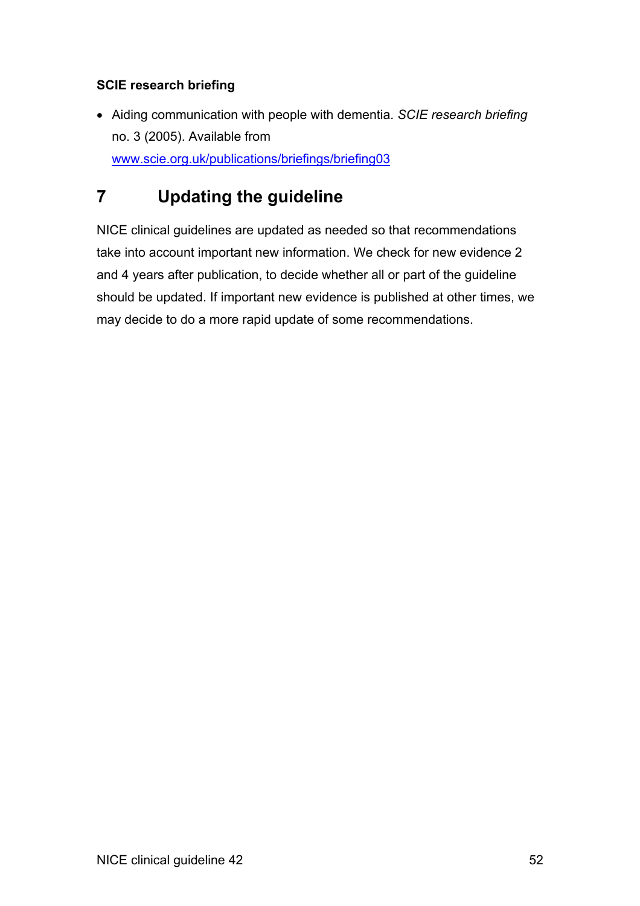**SCIE research briefing**

- Aiding communication with people with dementia. *SCIE research briefing* no. 3 (2005). Available from www.scie.org.uk/publications/briefings/briefing03

# 7 Updating the guideline

NICE clinical guidelines are updated as needed so that recommendations take into account important new information. We check for new evidence 2 and 4 years after publication, to decide whether all or part of the guideline should be updated. If important new evidence is published at other times, we may decide to do a more rapid update of some recommendations.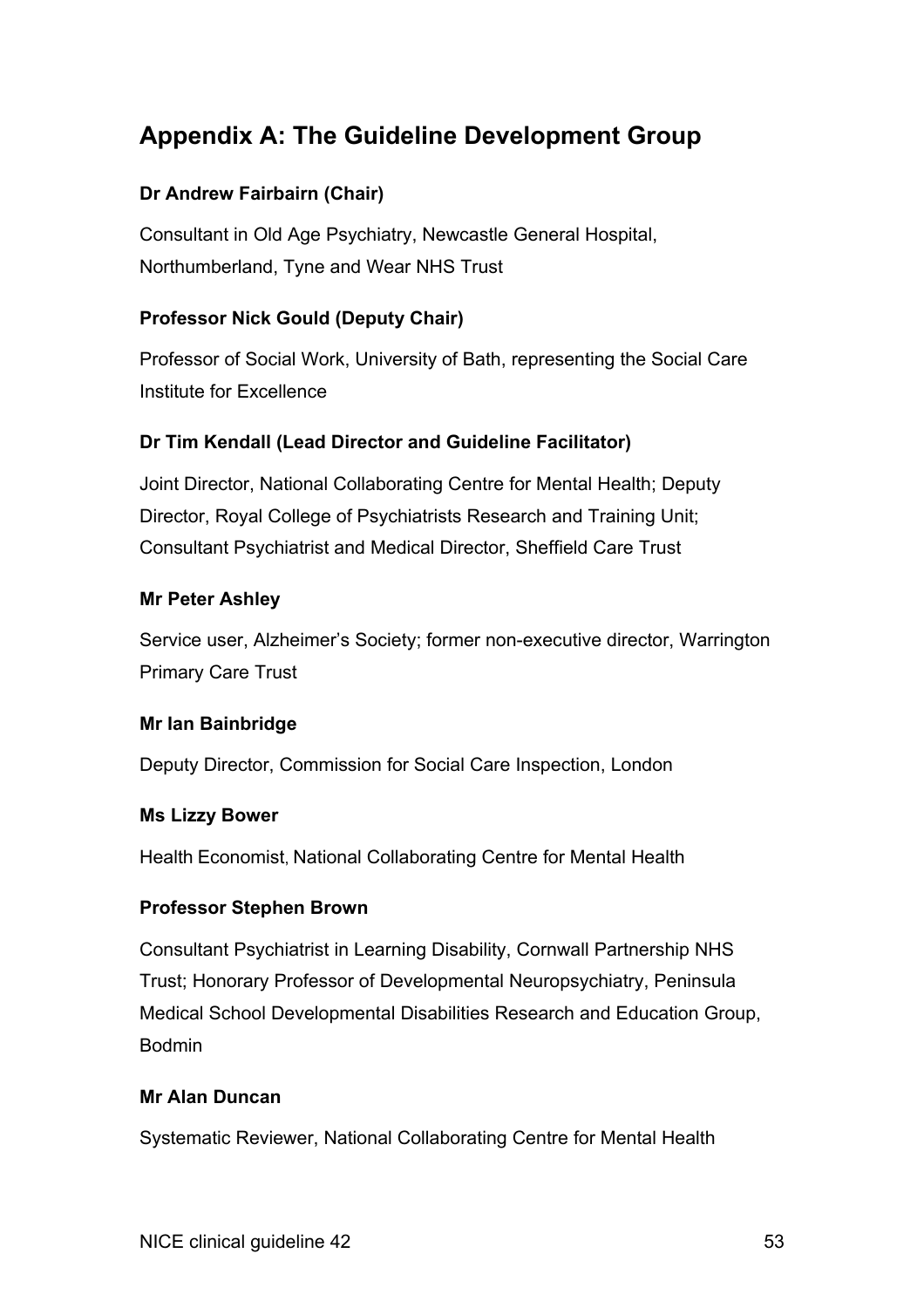## Appendix A: The Guideline Development Group

**Dr Andrew Fairbairn (Chair)**

Consultant in Old Age Psychiatry, Newcastle General Hospital, Northumberland, Tyne and Wear NHS Trust

**Professor Nick Gould (Deputy Chair)**

Professor of Social Work, University of Bath, representing the Social Care Institute for Excellence

**Dr Tim Kendall (Lead Director and Guideline Facilitator)**

Joint Director, National Collaborating Centre for Mental Health; Deputy Director, Royal College of Psychiatrists Research and Training Unit; Consultant Psychiatrist and Medical Director, Sheffield Care Trust

**Mr Peter Ashley**

Service user, Alzheimer's Society; former non-executive director, Warrington Primary Care Trust

**Mr Ian Bainbridge**

Deputy Director, Commission for Social Care Inspection, London

**Ms Lizzy Bower**

Health Economist, National Collaborating Centre for Mental Health

**Professor Stephen Brown**

Consultant Psychiatrist in Learning Disability, Cornwall Partnership NHS Trust; Honorary Professor of Developmental Neuropsychiatry, Peninsula Medical School Developmental Disabilities Research and Education Group, Bodmin

**Mr Alan Duncan**

Systematic Reviewer, National Collaborating Centre for Mental Health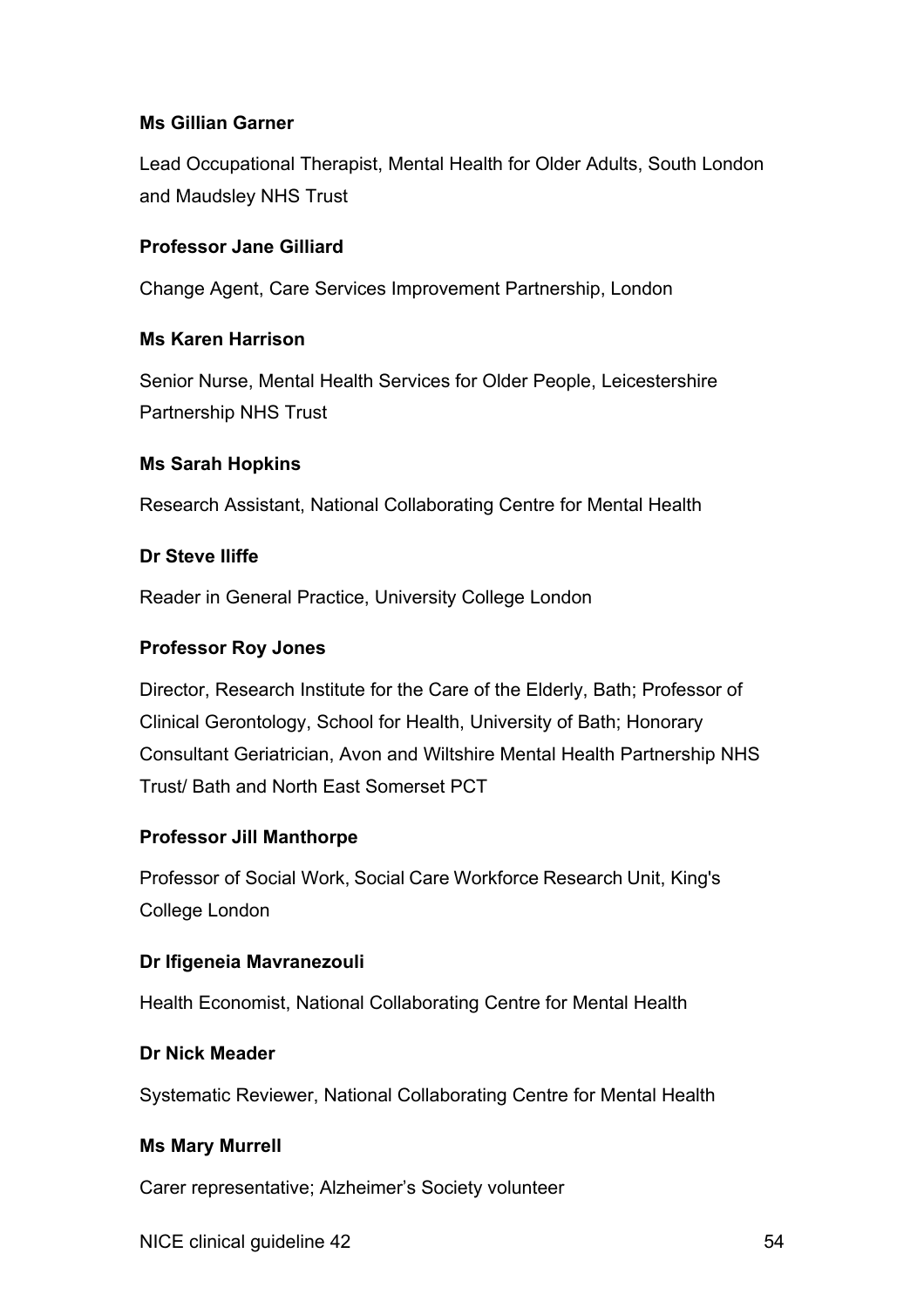**Ms Gillian Garner**

Lead Occupational Therapist, Mental Health for Older Adults, South London and Maudsley NHS Trust

**Professor Jane Gilliard**

Change Agent, Care Services Improvement Partnership, London

**Ms Karen Harrison**

Senior Nurse, Mental Health Services for Older People, Leicestershire Partnership NHS Trust

**Ms Sarah Hopkins**

Research Assistant, National Collaborating Centre for Mental Health

**Dr Steve Iliffe**

Reader in General Practice, University College London

**Professor Roy Jones**

Director, Research Institute for the Care of the Elderly, Bath; Professor of Clinical Gerontology, School for Health, University of Bath; Honorary Consultant Geriatrician, Avon and Wiltshire Mental Health Partnership NHS Trust/ Bath and North East Somerset PCT

**Professor Jill Manthorpe**

Professor of Social Work, Social Care Workforce Research Unit, King's College London

**Dr Ifigeneia Mavranezouli**

Health Economist, National Collaborating Centre for Mental Health

**Dr Nick Meader**

Systematic Reviewer, National Collaborating Centre for Mental Health

**Ms Mary Murrell**

Carer representative; Alzheimer's Society volunteer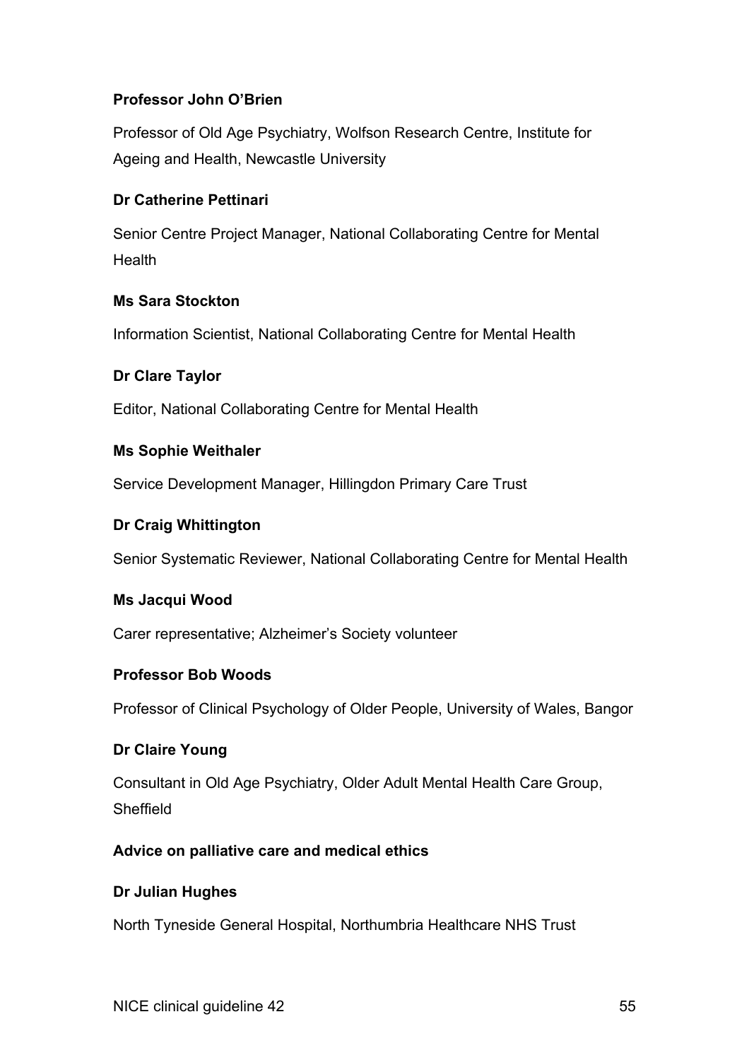**Professor John O'Brien**

Professor of Old Age Psychiatry, Wolfson Research Centre, Institute for Ageing and Health, Newcastle University

**Dr Catherine Pettinari**

Senior Centre Project Manager, National Collaborating Centre for Mental Health

**Ms Sara Stockton**

Information Scientist, National Collaborating Centre for Mental Health

**Dr Clare Taylor**

Editor, National Collaborating Centre for Mental Health

**Ms Sophie Weithaler**

Service Development Manager, Hillingdon Primary Care Trust

**Dr Craig Whittington**

Senior Systematic Reviewer, National Collaborating Centre for Mental Health

**Ms Jacqui Wood**

Carer representative; Alzheimer's Society volunteer

**Professor Bob Woods**

Professor of Clinical Psychology of Older People, University of Wales, Bangor

**Dr Claire Young**

Consultant in Old Age Psychiatry, Older Adult Mental Health Care Group, Sheffield

**Advice on palliative care and medical ethics**

**Dr Julian Hughes**

North Tyneside General Hospital, Northumbria Healthcare NHS Trust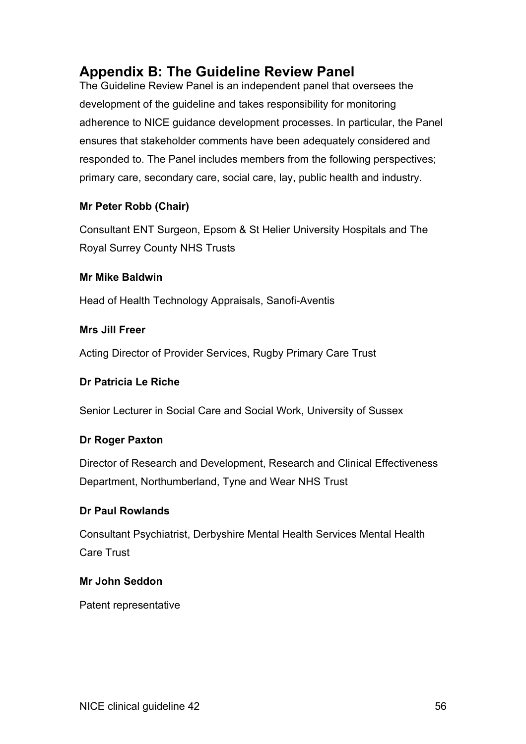## Appendix B: The Guideline Review Panel

The Guideline Review Panel is an independent panel that oversees the development of the guideline and takes responsibility for monitoring adherence to NICE guidance development processes. In particular, the Panel ensures that stakeholder comments have been adequately considered and responded to. The Panel includes members from the following perspectives; primary care, secondary care, social care, lay, public health and industry.

**Mr Peter Robb (Chair)**

Consultant ENT Surgeon, Epsom & St Helier University Hospitals and The Royal Surrey County NHS Trusts

**Mr Mike Baldwin**

Head of Health Technology Appraisals, Sanofi-Aventis

**Mrs Jill Freer**

Acting Director of Provider Services, Rugby Primary Care Trust

**Dr Patricia Le Riche**

Senior Lecturer in Social Care and Social Work, University of Sussex

**Dr Roger Paxton**

Director of Research and Development, Research and Clinical Effectiveness Department, Northumberland, Tyne and Wear NHS Trust

**Dr Paul Rowlands**

Consultant Psychiatrist, Derbyshire Mental Health Services Mental Health Care Trust

**Mr John Seddon**

Patent representative